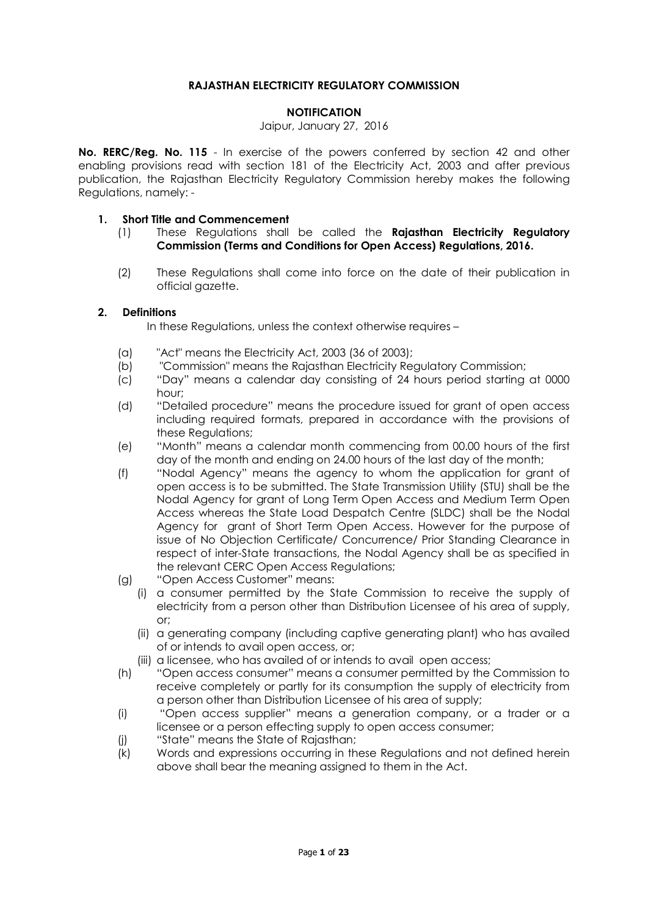# RAJASTHAN ELECTRICITY REGULATORY COMMISSION

## NOTIFICATION

Jaipur, January 27, 2016

**No. RERC/Reg. No. 115** - In exercise of the powers conferred by section 42 and other enabling provisions read with section 181 of the Electricity Act, 2003 and after previous publication, the Rajasthan Electricity Regulatory Commission hereby makes the following Regulations, namely: -

### 1. Short Title and Commencement

(1) These Regulations shall be called the **Rajasthan Electricity Regulatory Commission (Terms and Conditions for Open Access) Regulations, 2016.**

(2) These Regulations shall come into force on the date of their publication in official gazette.

### 2. Definitions

In these Regulations, unless the context otherwise requires –

(a) "Act" means the Electricity Act, 2003 (36 of 2003);

(b) "Commission" means the Rajasthan Electricity Regulatory Commission;

(c) "Day" means a calendar day consisting of 24 hours period starting at 0000 hour;

(d) "Detailed procedure" means the procedure issued for grant of open access including required formats, prepared in accordance with the provisions of these Regulations;

(e) "Month" means a calendar month commencing from 00.00 hours of the first day of the month and ending on 24.00 hours of the last day of the month;

(f) "Nodal Agency" means the agency to whom the application for grant of open access is to be submitted. The State Transmission Utility (STU) shall be the Nodal Agency for grant of Long Term Open Access and Medium Term Open Access whereas the State Load Despatch Centre (SLDC) shall be the Nodal Agency for grant of Short Term Open Access. However for the purpose of issue of No Objection Certificate/ Concurrence/ Prior Standing Clearance in respect of inter-State transactions, the Nodal Agency shall be as specified in the relevant CERC Open Access Regulations;

(g) "Open Access Customer" means:

(i) a consumer permitted by the State Commission to receive the supply of electricity from a person other than Distribution Licensee of his area of supply, or;

(ii) a generating company (including captive generating plant) who has availed of or intends to avail open access, or;

(iii) a licensee, who has availed of or intends to avail open access;

(h) "Open access consumer" means a consumer permitted by the Commission to receive completely or partly for its consumption the supply of electricity from a person other than Distribution Licensee of his area of supply;

(i) "Open access supplier" means a generation company, or a trader or a licensee or a person effecting supply to open access consumer;

(j) "State" means the State of Rajasthan;

(k) Words and expressions occurring in these Regulations and not defined herein above shall bear the meaning assigned to them in the Act.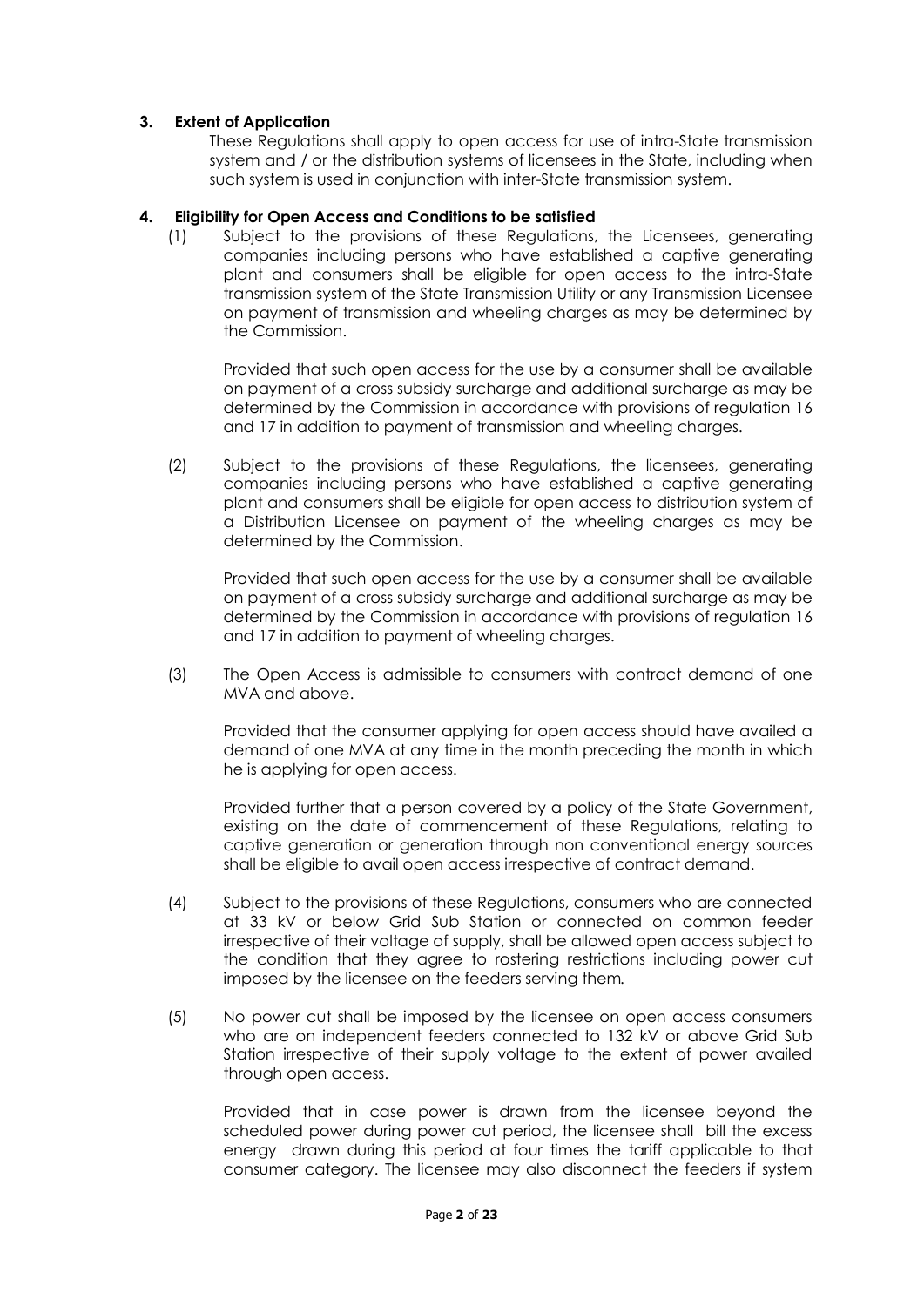## 3. Extent of Application

These Regulations shall apply to open access for use of intra-State transmission system and / or the distribution systems of licensees in the State, including when such system is used in conjunction with inter-State transmission system.

## 4. Eligibility for Open Access and Conditions to be satisfied

(1) Subject to the provisions of these Regulations, the Licensees, generating companies including persons who have established a captive generating plant and consumers shall be eligible for open access to the intra-State transmission system of the State Transmission Utility or any Transmission Licensee on payment of transmission and wheeling charges as may be determined by the Commission.

Provided that such open access for the use by a consumer shall be available on payment of a cross subsidy surcharge and additional surcharge as may be determined by the Commission in accordance with provisions of regulation 16 and 17 in addition to payment of transmission and wheeling charges.

(2) Subject to the provisions of these Regulations, the licensees, generating companies including persons who have established a captive generating plant and consumers shall be eligible for open access to distribution system of a Distribution Licensee on payment of the wheeling charges as may be determined by the Commission.

Provided that such open access for the use by a consumer shall be available on payment of a cross subsidy surcharge and additional surcharge as may be determined by the Commission in accordance with provisions of regulation 16 and 17 in addition to payment of wheeling charges.

(3) The Open Access is admissible to consumers with contract demand of one MVA and above.

Provided that the consumer applying for open access should have availed a demand of one MVA at any time in the month preceding the month in which he is applying for open access.

Provided further that a person covered by a policy of the State Government, existing on the date of commencement of these Regulations, relating to captive generation or generation through non conventional energy sources shall be eligible to avail open access irrespective of contract demand.

(4) Subject to the provisions of these Regulations, consumers who are connected at 33 kV or below Grid Sub Station or connected on common feeder irrespective of their voltage of supply, shall be allowed open access subject to the condition that they agree to rostering restrictions including power cut imposed by the licensee on the feeders serving them.

(5) No power cut shall be imposed by the licensee on open access consumers who are on independent feeders connected to 132 kV or above Grid Sub Station irrespective of their supply voltage to the extent of power availed through open access.

Provided that in case power is drawn from the licensee beyond the scheduled power during power cut period, the licensee shall bill the excess energy drawn during this period at four times the tariff applicable to that consumer category. The licensee may also disconnect the feeders if system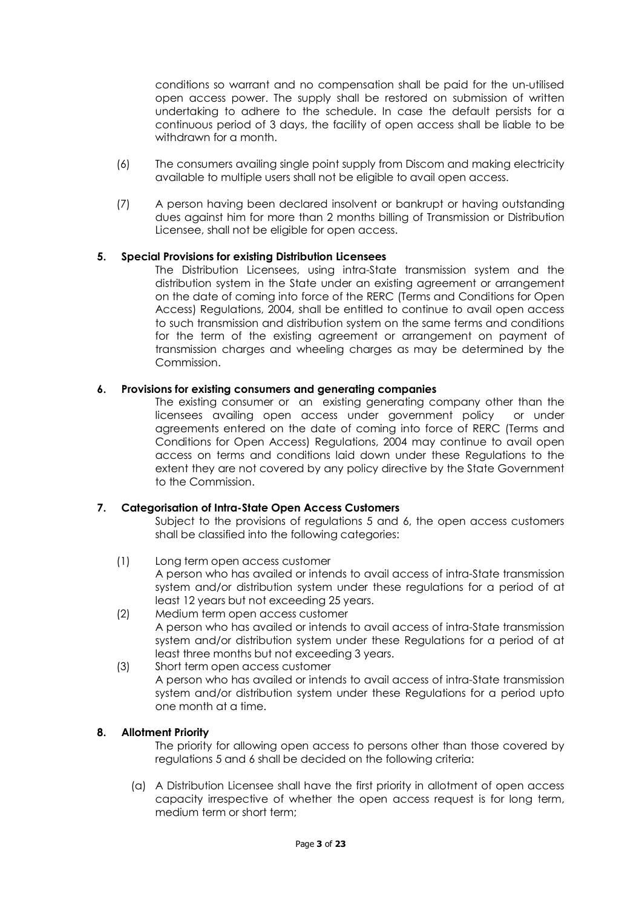conditions so warrant and no compensation shall be paid for the un-utilised open access power. The supply shall be restored on submission of written undertaking to adhere to the schedule. In case the default persists for a continuous period of 3 days, the facility of open access shall be liable to be withdrawn for a month.

(6) The consumers availing single point supply from Discom and making electricity available to multiple users shall not be eligible to avail open access.

(7) A person having been declared insolvent or bankrupt or having outstanding dues against him for more than 2 months billing of Transmission or Distribution Licensee, shall not be eligible for open access.

**5. Special Provisions for existing Distribution Licensees**

The Distribution Licensees, using intra-State transmission system and the distribution system in the State under an existing agreement or arrangement on the date of coming into force of the RERC (Terms and Conditions for Open Access) Regulations, 2004, shall be entitled to continue to avail open access to such transmission and distribution system on the same terms and conditions for the term of the existing agreement or arrangement on payment of transmission charges and wheeling charges as may be determined by the Commission.

**6. Provisions for existing consumers and generating companies**

The existing consumer or an existing generating company other than the licensees availing open access under government policy or under agreements entered on the date of coming into force of RERC (Terms and Conditions for Open Access) Regulations, 2004 may continue to avail open access on terms and conditions laid down under these Regulations to the extent they are not covered by any policy directive by the State Government to the Commission.

**7. Categorisation of Intra-State Open Access Customers**

Subject to the provisions of regulations 5 and 6, the open access customers shall be classified into the following categories:

(1) Long term open access customer
A person who has availed or intends to avail access of intra-State transmission system and/or distribution system under these regulations for a period of at least 12 years but not exceeding 25 years.

(2) Medium term open access customer
A person who has availed or intends to avail access of intra-State transmission system and/or distribution system under these Regulations for a period of at least three months but not exceeding 3 years.

(3) Short term open access customer
A person who has availed or intends to avail access of intra-State transmission system and/or distribution system under these Regulations for a period upto one month at a time.

**8. Allotment Priority**

The priority for allowing open access to persons other than those covered by regulations 5 and 6 shall be decided on the following criteria:

(a) A Distribution Licensee shall have the first priority in allotment of open access capacity irrespective of whether the open access request is for long term, medium term or short term;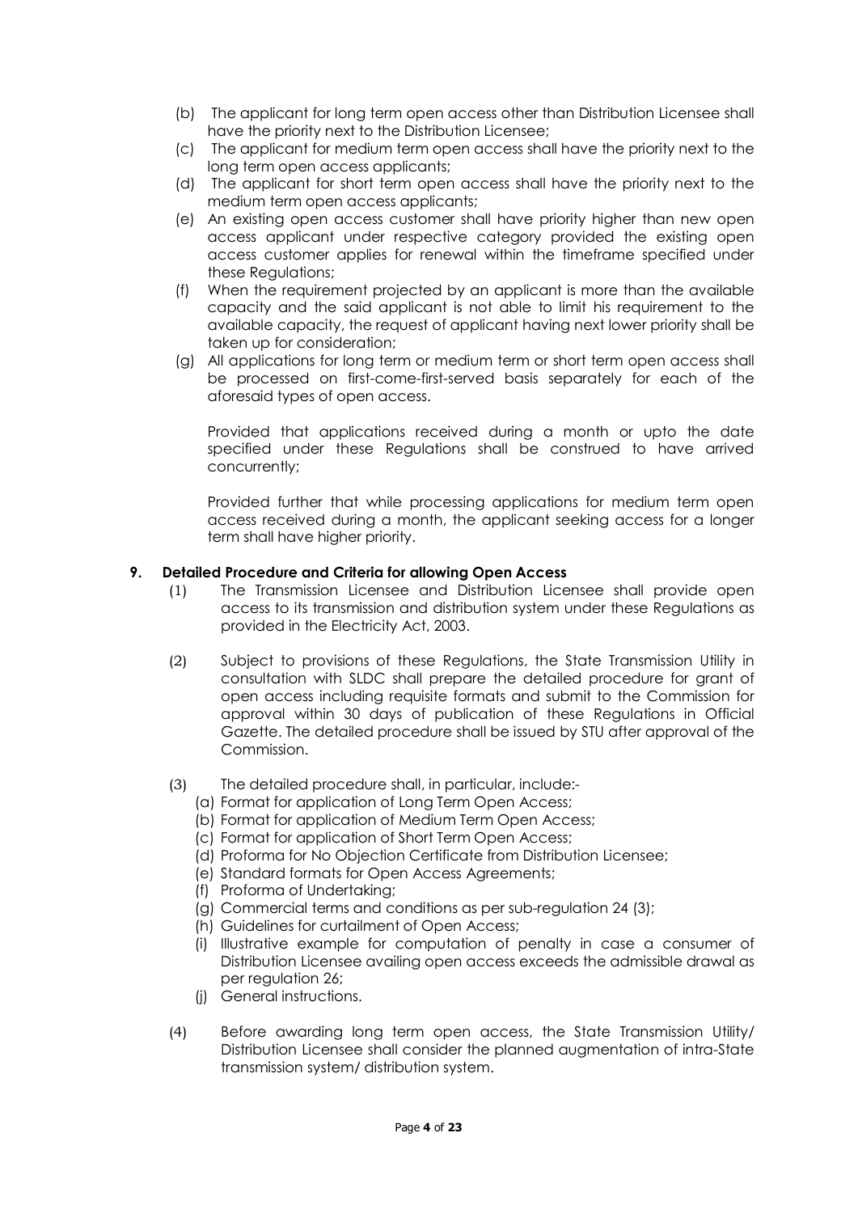(b) The applicant for long term open access other than Distribution Licensee shall have the priority next to the Distribution Licensee;

(c) The applicant for medium term open access shall have the priority next to the long term open access applicants;

(d) The applicant for short term open access shall have the priority next to the medium term open access applicants;

(e) An existing open access customer shall have priority higher than new open access applicant under respective category provided the existing open access customer applies for renewal within the timeframe specified under these Regulations;

(f) When the requirement projected by an applicant is more than the available capacity and the said applicant is not able to limit his requirement to the available capacity, the request of applicant having next lower priority shall be taken up for consideration;

(g) All applications for long term or medium term or short term open access shall be processed on first-come-first-served basis separately for each of the aforesaid types of open access.

Provided that applications received during a month or upto the date specified under these Regulations shall be construed to have arrived concurrently;

Provided further that while processing applications for medium term open access received during a month, the applicant seeking access for a longer term shall have higher priority.

**9. Detailed Procedure and Criteria for allowing Open Access**

(1) The Transmission Licensee and Distribution Licensee shall provide open access to its transmission and distribution system under these Regulations as provided in the Electricity Act, 2003.

(2) Subject to provisions of these Regulations, the State Transmission Utility in consultation with SLDC shall prepare the detailed procedure for grant of open access including requisite formats and submit to the Commission for approval within 30 days of publication of these Regulations in Official Gazette. The detailed procedure shall be issued by STU after approval of the Commission.

(3) The detailed procedure shall, in particular, include:-

(a) Format for application of Long Term Open Access;
(b) Format for application of Medium Term Open Access;
(c) Format for application of Short Term Open Access;
(d) Proforma for No Objection Certificate from Distribution Licensee;
(e) Standard formats for Open Access Agreements;
(f) Proforma of Undertaking;
(g) Commercial terms and conditions as per sub-regulation 24 (3);
(h) Guidelines for curtailment of Open Access;
(i) Illustrative example for computation of penalty in case a consumer of Distribution Licensee availing open access exceeds the admissible drawal as per regulation 26;
(j) General instructions.

(4) Before awarding long term open access, the State Transmission Utility/ Distribution Licensee shall consider the planned augmentation of intra-State transmission system/ distribution system.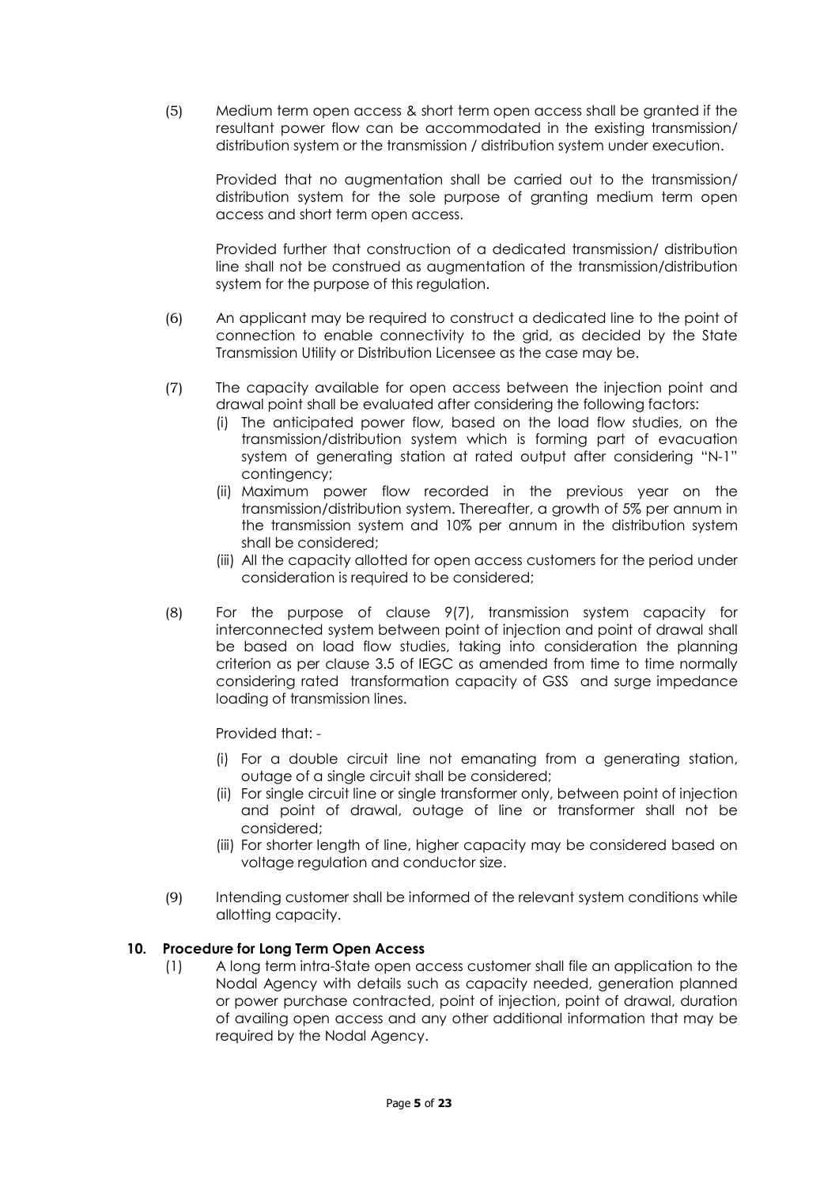(5) Medium term open access & short term open access shall be granted if the resultant power flow can be accommodated in the existing transmission/ distribution system or the transmission / distribution system under execution.

Provided that no augmentation shall be carried out to the transmission/ distribution system for the sole purpose of granting medium term open access and short term open access.

Provided further that construction of a dedicated transmission/ distribution line shall not be construed as augmentation of the transmission/distribution system for the purpose of this regulation.

(6) An applicant may be required to construct a dedicated line to the point of connection to enable connectivity to the grid, as decided by the State Transmission Utility or Distribution Licensee as the case may be.

(7) The capacity available for open access between the injection point and drawal point shall be evaluated after considering the following factors:

- (i) The anticipated power flow, based on the load flow studies, on the transmission/distribution system which is forming part of evacuation system of generating station at rated output after considering "N-1" contingency;
- (ii) Maximum power flow recorded in the previous year on the transmission/distribution system. Thereafter, a growth of 5% per annum in the transmission system and 10% per annum in the distribution system shall be considered;
- (iii) All the capacity allotted for open access customers for the period under consideration is required to be considered;

(8) For the purpose of clause 9(7), transmission system capacity for interconnected system between point of injection and point of drawal shall be based on load flow studies, taking into consideration the planning criterion as per clause 3.5 of IEGC as amended from time to time normally considering rated transformation capacity of GSS and surge impedance loading of transmission lines.

Provided that: -

- (i) For a double circuit line not emanating from a generating station, outage of a single circuit shall be considered;
- (ii) For single circuit line or single transformer only, between point of injection and point of drawal, outage of line or transformer shall not be considered;
- (iii) For shorter length of line, higher capacity may be considered based on voltage regulation and conductor size.

(9) Intending customer shall be informed of the relevant system conditions while allotting capacity.

**10. Procedure for Long Term Open Access**

(1) A long term intra-State open access customer shall file an application to the Nodal Agency with details such as capacity needed, generation planned or power purchase contracted, point of injection, point of drawal, duration of availing open access and any other additional information that may be required by the Nodal Agency.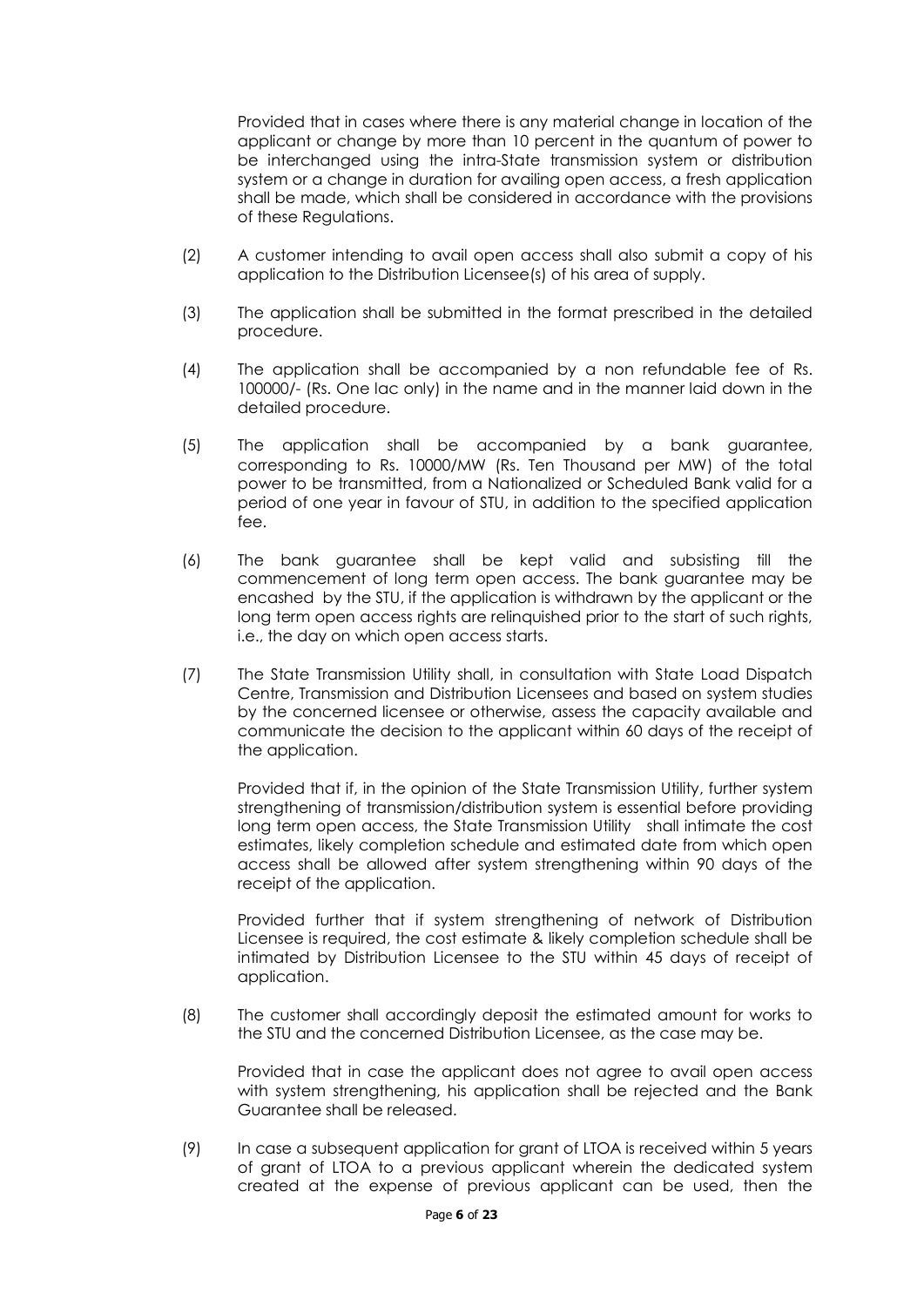Provided that in cases where there is any material change in location of the applicant or change by more than 10 percent in the quantum of power to be interchanged using the intra-State transmission system or distribution system or a change in duration for availing open access, a fresh application shall be made, which shall be considered in accordance with the provisions of these Regulations.

(2) A customer intending to avail open access shall also submit a copy of his application to the Distribution Licensee(s) of his area of supply.

(3) The application shall be submitted in the format prescribed in the detailed procedure.

(4) The application shall be accompanied by a non refundable fee of Rs. 100000/- (Rs. One lac only) in the name and in the manner laid down in the detailed procedure.

(5) The application shall be accompanied by a bank guarantee, corresponding to Rs. 10000/MW (Rs. Ten Thousand per MW) of the total power to be transmitted, from a Nationalized or Scheduled Bank valid for a period of one year in favour of STU, in addition to the specified application fee.

(6) The bank guarantee shall be kept valid and subsisting till the commencement of long term open access. The bank guarantee may be encashed by the STU, if the application is withdrawn by the applicant or the long term open access rights are relinquished prior to the start of such rights, i.e., the day on which open access starts.

(7) The State Transmission Utility shall, in consultation with State Load Dispatch Centre, Transmission and Distribution Licensees and based on system studies by the concerned licensee or otherwise, assess the capacity available and communicate the decision to the applicant within 60 days of the receipt of the application.

Provided that if, in the opinion of the State Transmission Utility, further system strengthening of transmission/distribution system is essential before providing long term open access, the State Transmission Utility shall intimate the cost estimates, likely completion schedule and estimated date from which open access shall be allowed after system strengthening within 90 days of the receipt of the application.

Provided further that if system strengthening of network of Distribution Licensee is required, the cost estimate & likely completion schedule shall be intimated by Distribution Licensee to the STU within 45 days of receipt of application.

(8) The customer shall accordingly deposit the estimated amount for works to the STU and the concerned Distribution Licensee, as the case may be.

Provided that in case the applicant does not agree to avail open access with system strengthening, his application shall be rejected and the Bank Guarantee shall be released.

(9) In case a subsequent application for grant of LTOA is received within 5 years of grant of LTOA to a previous applicant wherein the dedicated system created at the expense of previous applicant can be used, then the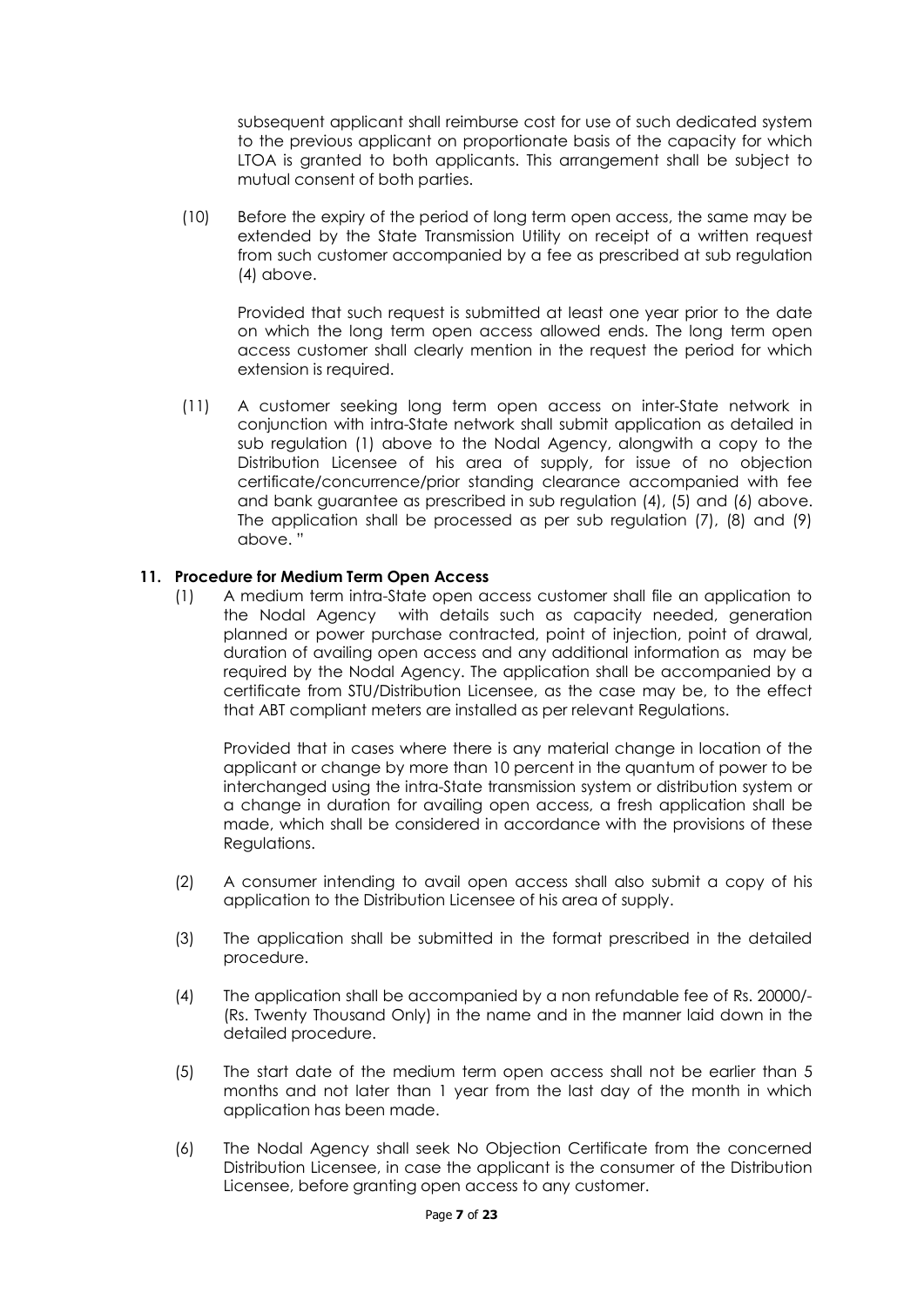subsequent applicant shall reimburse cost for use of such dedicated system to the previous applicant on proportionate basis of the capacity for which LTOA is granted to both applicants. This arrangement shall be subject to mutual consent of both parties.

(10) Before the expiry of the period of long term open access, the same may be extended by the State Transmission Utility on receipt of a written request from such customer accompanied by a fee as prescribed at sub regulation (4) above.

Provided that such request is submitted at least one year prior to the date on which the long term open access allowed ends. The long term open access customer shall clearly mention in the request the period for which extension is required.

(11) A customer seeking long term open access on inter-State network in conjunction with intra-State network shall submit application as detailed in sub regulation (1) above to the Nodal Agency, alongwith a copy to the Distribution Licensee of his area of supply, for issue of no objection certificate/concurrence/prior standing clearance accompanied with fee and bank guarantee as prescribed in sub regulation (4), (5) and (6) above. The application shall be processed as per sub regulation (7), (8) and (9) above. "

**11. Procedure for Medium Term Open Access**

(1) A medium term intra-State open access customer shall file an application to the Nodal Agency with details such as capacity needed, generation planned or power purchase contracted, point of injection, point of drawal, duration of availing open access and any additional information as may be required by the Nodal Agency. The application shall be accompanied by a certificate from STU/Distribution Licensee, as the case may be, to the effect that ABT compliant meters are installed as per relevant Regulations.

Provided that in cases where there is any material change in location of the applicant or change by more than 10 percent in the quantum of power to be interchanged using the intra-State transmission system or distribution system or a change in duration for availing open access, a fresh application shall be made, which shall be considered in accordance with the provisions of these Regulations.

(2) A consumer intending to avail open access shall also submit a copy of his application to the Distribution Licensee of his area of supply.

(3) The application shall be submitted in the format prescribed in the detailed procedure.

(4) The application shall be accompanied by a non refundable fee of Rs. 20000/- (Rs. Twenty Thousand Only) in the name and in the manner laid down in the detailed procedure.

(5) The start date of the medium term open access shall not be earlier than 5 months and not later than 1 year from the last day of the month in which application has been made.

(6) The Nodal Agency shall seek No Objection Certificate from the concerned Distribution Licensee, in case the applicant is the consumer of the Distribution Licensee, before granting open access to any customer.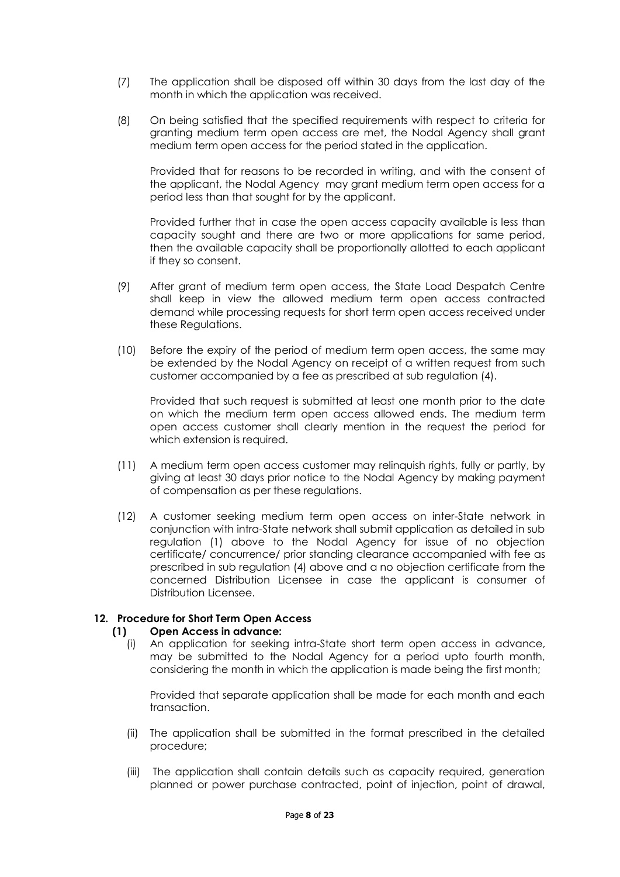(7) The application shall be disposed off within 30 days from the last day of the month in which the application was received.

(8) On being satisfied that the specified requirements with respect to criteria for granting medium term open access are met, the Nodal Agency shall grant medium term open access for the period stated in the application.

Provided that for reasons to be recorded in writing, and with the consent of the applicant, the Nodal Agency may grant medium term open access for a period less than that sought for by the applicant.

Provided further that in case the open access capacity available is less than capacity sought and there are two or more applications for same period, then the available capacity shall be proportionally allotted to each applicant if they so consent.

(9) After grant of medium term open access, the State Load Despatch Centre shall keep in view the allowed medium term open access contracted demand while processing requests for short term open access received under these Regulations.

(10) Before the expiry of the period of medium term open access, the same may be extended by the Nodal Agency on receipt of a written request from such customer accompanied by a fee as prescribed at sub regulation (4).

Provided that such request is submitted at least one month prior to the date on which the medium term open access allowed ends. The medium term open access customer shall clearly mention in the request the period for which extension is required.

(11) A medium term open access customer may relinquish rights, fully or partly, by giving at least 30 days prior notice to the Nodal Agency by making payment of compensation as per these regulations.

(12) A customer seeking medium term open access on inter-State network in conjunction with intra-State network shall submit application as detailed in sub regulation (1) above to the Nodal Agency for issue of no objection certificate/ concurrence/ prior standing clearance accompanied with fee as prescribed in sub regulation (4) above and a no objection certificate from the concerned Distribution Licensee in case the applicant is consumer of Distribution Licensee.

**12. Procedure for Short Term Open Access**

**(1) Open Access in advance:**

(i) An application for seeking intra-State short term open access in advance, may be submitted to the Nodal Agency for a period upto fourth month, considering the month in which the application is made being the first month;

Provided that separate application shall be made for each month and each transaction.

(ii) The application shall be submitted in the format prescribed in the detailed procedure;

(iii) The application shall contain details such as capacity required, generation planned or power purchase contracted, point of injection, point of drawal,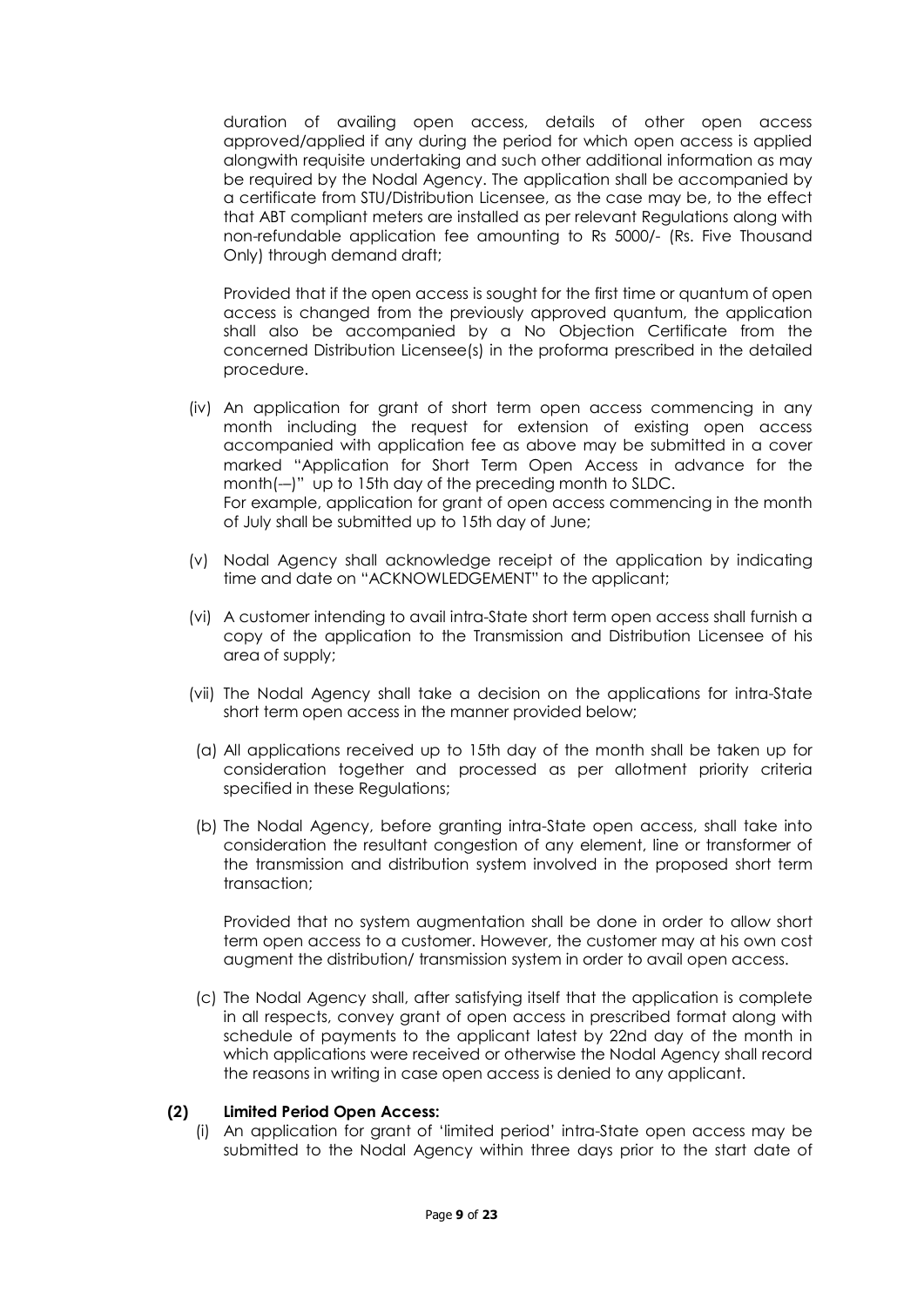duration of availing open access, details of other open access approved/applied if any during the period for which open access is applied alongwith requisite undertaking and such other additional information as may be required by the Nodal Agency. The application shall be accompanied by a certificate from STU/Distribution Licensee, as the case may be, to the effect that ABT compliant meters are installed as per relevant Regulations along with non-refundable application fee amounting to Rs 5000/- (Rs. Five Thousand Only) through demand draft;

Provided that if the open access is sought for the first time or quantum of open access is changed from the previously approved quantum, the application shall also be accompanied by a No Objection Certificate from the concerned Distribution Licensee(s) in the proforma prescribed in the detailed procedure.

(iv) An application for grant of short term open access commencing in any month including the request for extension of existing open access accompanied with application fee as above may be submitted in a cover marked "Application for Short Term Open Access in advance for the month(––)" up to 15th day of the preceding month to SLDC.
For example, application for grant of open access commencing in the month of July shall be submitted up to 15th day of June;

(v) Nodal Agency shall acknowledge receipt of the application by indicating time and date on "ACKNOWLEDGEMENT" to the applicant;

(vi) A customer intending to avail intra-State short term open access shall furnish a copy of the application to the Transmission and Distribution Licensee of his area of supply;

(vii) The Nodal Agency shall take a decision on the applications for intra-State short term open access in the manner provided below;

(a) All applications received up to 15th day of the month shall be taken up for consideration together and processed as per allotment priority criteria specified in these Regulations;

(b) The Nodal Agency, before granting intra-State open access, shall take into consideration the resultant congestion of any element, line or transformer of the transmission and distribution system involved in the proposed short term transaction;

Provided that no system augmentation shall be done in order to allow short term open access to a customer. However, the customer may at his own cost augment the distribution/ transmission system in order to avail open access.

(c) The Nodal Agency shall, after satisfying itself that the application is complete in all respects, convey grant of open access in prescribed format along with schedule of payments to the applicant latest by 22nd day of the month in which applications were received or otherwise the Nodal Agency shall record the reasons in writing in case open access is denied to any applicant.

**(2) Limited Period Open Access:**

(i) An application for grant of 'limited period' intra-State open access may be submitted to the Nodal Agency within three days prior to the start date of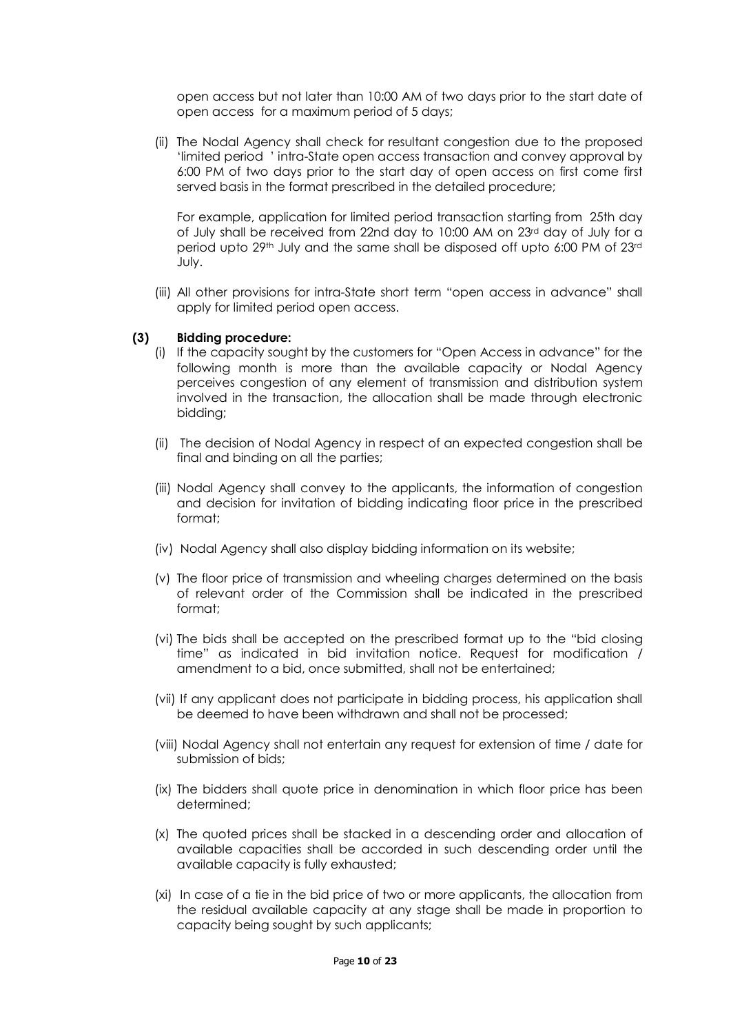open access but not later than 10:00 AM of two days prior to the start date of open access for a maximum period of 5 days;

(ii) The Nodal Agency shall check for resultant congestion due to the proposed 'limited period ' intra-State open access transaction and convey approval by 6:00 PM of two days prior to the start day of open access on first come first served basis in the format prescribed in the detailed procedure;

For example, application for limited period transaction starting from 25th day of July shall be received from 22nd day to 10:00 AM on 23rd day of July for a period upto 29th July and the same shall be disposed off upto 6:00 PM of 23rd July.

(iii) All other provisions for intra-State short term "open access in advance" shall apply for limited period open access.

**(3) Bidding procedure:**

(i) If the capacity sought by the customers for "Open Access in advance" for the following month is more than the available capacity or Nodal Agency perceives congestion of any element of transmission and distribution system involved in the transaction, the allocation shall be made through electronic bidding;

(ii) The decision of Nodal Agency in respect of an expected congestion shall be final and binding on all the parties;

(iii) Nodal Agency shall convey to the applicants, the information of congestion and decision for invitation of bidding indicating floor price in the prescribed format;

(iv) Nodal Agency shall also display bidding information on its website;

(v) The floor price of transmission and wheeling charges determined on the basis of relevant order of the Commission shall be indicated in the prescribed format;

(vi) The bids shall be accepted on the prescribed format up to the "bid closing time" as indicated in bid invitation notice. Request for modification / amendment to a bid, once submitted, shall not be entertained;

(vii) If any applicant does not participate in bidding process, his application shall be deemed to have been withdrawn and shall not be processed;

(viii) Nodal Agency shall not entertain any request for extension of time / date for submission of bids;

(ix) The bidders shall quote price in denomination in which floor price has been determined;

(x) The quoted prices shall be stacked in a descending order and allocation of available capacities shall be accorded in such descending order until the available capacity is fully exhausted;

(xi) In case of a tie in the bid price of two or more applicants, the allocation from the residual available capacity at any stage shall be made in proportion to capacity being sought by such applicants;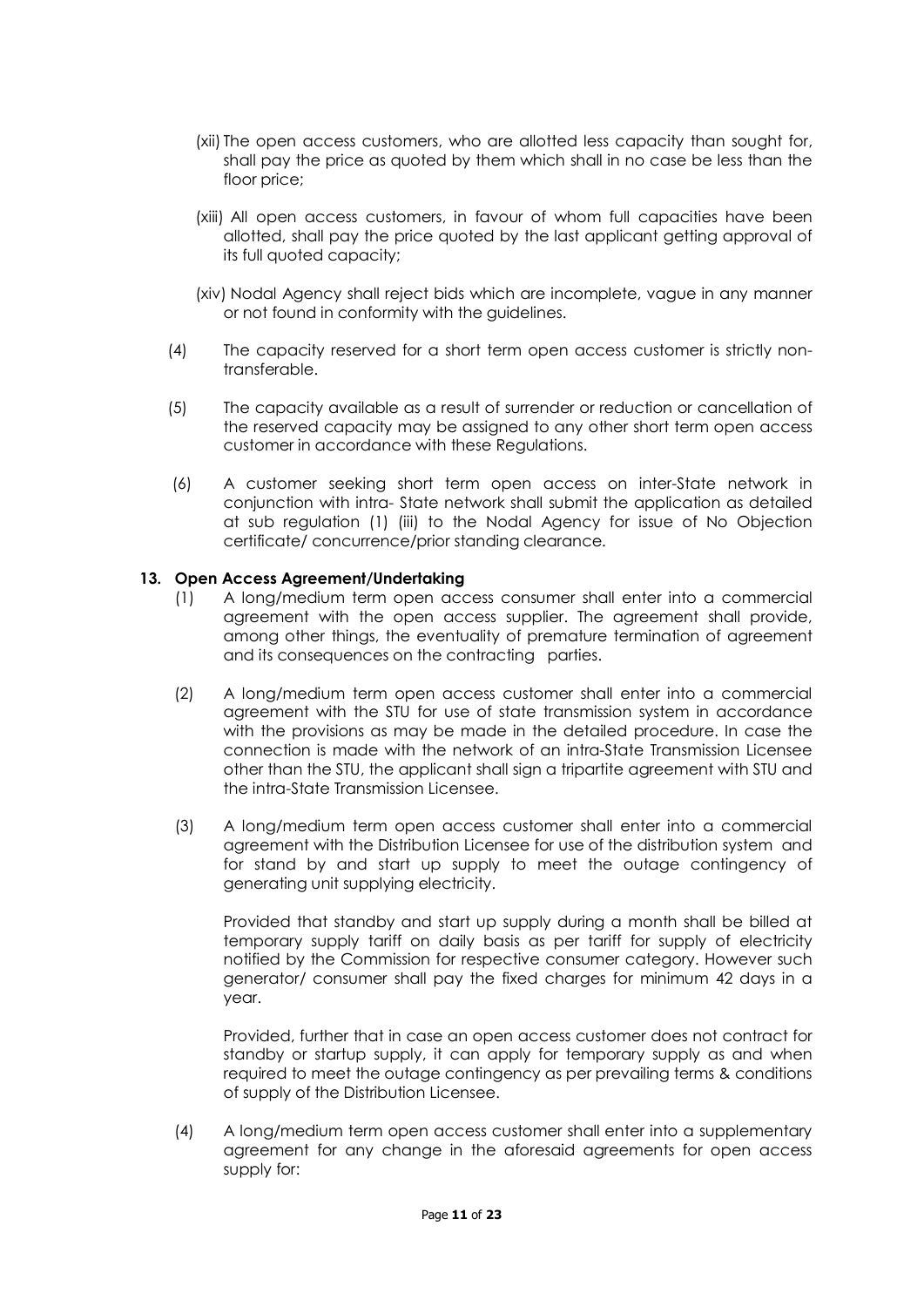(xii) The open access customers, who are allotted less capacity than sought for, shall pay the price as quoted by them which shall in no case be less than the floor price;

(xiii) All open access customers, in favour of whom full capacities have been allotted, shall pay the price quoted by the last applicant getting approval of its full quoted capacity;

(xiv) Nodal Agency shall reject bids which are incomplete, vague in any manner or not found in conformity with the guidelines.

(4) The capacity reserved for a short term open access customer is strictly non-transferable.

(5) The capacity available as a result of surrender or reduction or cancellation of the reserved capacity may be assigned to any other short term open access customer in accordance with these Regulations.

(6) A customer seeking short term open access on inter-State network in conjunction with intra- State network shall submit the application as detailed at sub regulation (1) (iii) to the Nodal Agency for issue of No Objection certificate/ concurrence/prior standing clearance.

**13. Open Access Agreement/Undertaking**

(1) A long/medium term open access consumer shall enter into a commercial agreement with the open access supplier. The agreement shall provide, among other things, the eventuality of premature termination of agreement and its consequences on the contracting parties.

(2) A long/medium term open access customer shall enter into a commercial agreement with the STU for use of state transmission system in accordance with the provisions as may be made in the detailed procedure. In case the connection is made with the network of an intra-State Transmission Licensee other than the STU, the applicant shall sign a tripartite agreement with STU and the intra-State Transmission Licensee.

(3) A long/medium term open access customer shall enter into a commercial agreement with the Distribution Licensee for use of the distribution system and for stand by and start up supply to meet the outage contingency of generating unit supplying electricity.

Provided that standby and start up supply during a month shall be billed at temporary supply tariff on daily basis as per tariff for supply of electricity notified by the Commission for respective consumer category. However such generator/ consumer shall pay the fixed charges for minimum 42 days in a year.

Provided, further that in case an open access customer does not contract for standby or startup supply, it can apply for temporary supply as and when required to meet the outage contingency as per prevailing terms & conditions of supply of the Distribution Licensee.

(4) A long/medium term open access customer shall enter into a supplementary agreement for any change in the aforesaid agreements for open access supply for: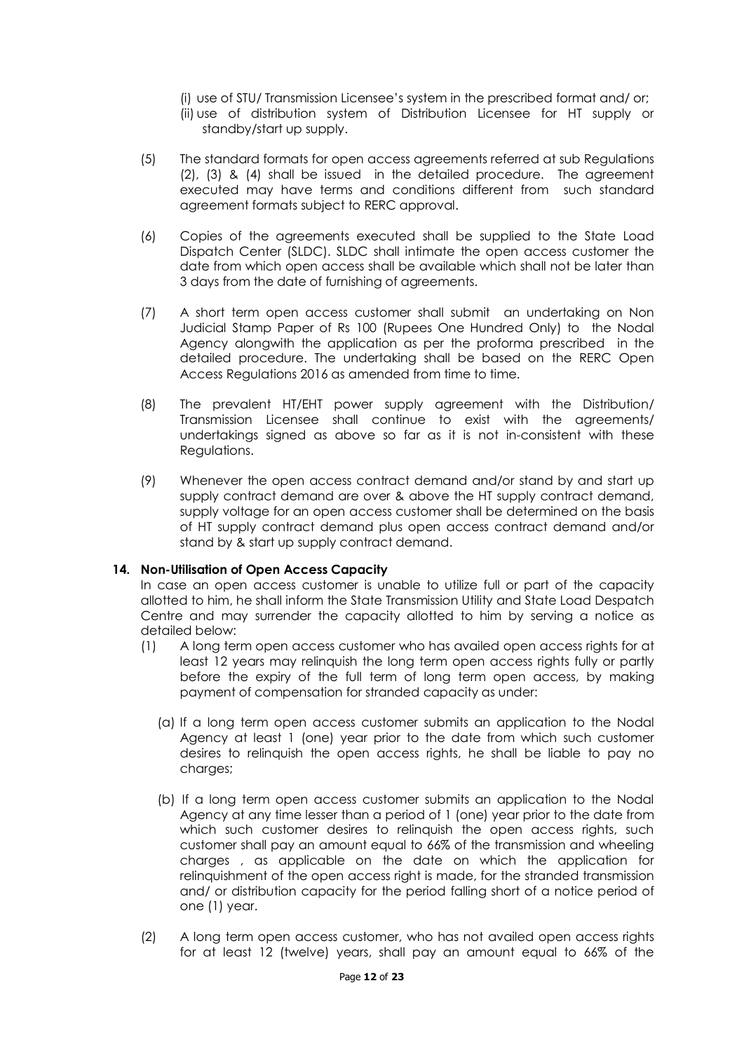(i) use of STU/ Transmission Licensee's system in the prescribed format and/ or;
(ii) use of distribution system of Distribution Licensee for HT supply or standby/start up supply.

(5) The standard formats for open access agreements referred at sub Regulations (2), (3) & (4) shall be issued in the detailed procedure. The agreement executed may have terms and conditions different from such standard agreement formats subject to RERC approval.

(6) Copies of the agreements executed shall be supplied to the State Load Dispatch Center (SLDC). SLDC shall intimate the open access customer the date from which open access shall be available which shall not be later than 3 days from the date of furnishing of agreements.

(7) A short term open access customer shall submit an undertaking on Non Judicial Stamp Paper of Rs 100 (Rupees One Hundred Only) to the Nodal Agency alongwith the application as per the proforma prescribed in the detailed procedure. The undertaking shall be based on the RERC Open Access Regulations 2016 as amended from time to time.

(8) The prevalent HT/EHT power supply agreement with the Distribution/ Transmission Licensee shall continue to exist with the agreements/ undertakings signed as above so far as it is not in-consistent with these Regulations.

(9) Whenever the open access contract demand and/or stand by and start up supply contract demand are over & above the HT supply contract demand, supply voltage for an open access customer shall be determined on the basis of HT supply contract demand plus open access contract demand and/or stand by & start up supply contract demand.

**14. Non-Utilisation of Open Access Capacity**

In case an open access customer is unable to utilize full or part of the capacity allotted to him, he shall inform the State Transmission Utility and State Load Despatch Centre and may surrender the capacity allotted to him by serving a notice as detailed below:

(1) A long term open access customer who has availed open access rights for at least 12 years may relinquish the long term open access rights fully or partly before the expiry of the full term of long term open access, by making payment of compensation for stranded capacity as under:

(a) If a long term open access customer submits an application to the Nodal Agency at least 1 (one) year prior to the date from which such customer desires to relinquish the open access rights, he shall be liable to pay no charges;

(b) If a long term open access customer submits an application to the Nodal Agency at any time lesser than a period of 1 (one) year prior to the date from which such customer desires to relinquish the open access rights, such customer shall pay an amount equal to 66% of the transmission and wheeling charges , as applicable on the date on which the application for relinquishment of the open access right is made, for the stranded transmission and/ or distribution capacity for the period falling short of a notice period of one (1) year.

(2) A long term open access customer, who has not availed open access rights for at least 12 (twelve) years, shall pay an amount equal to 66% of the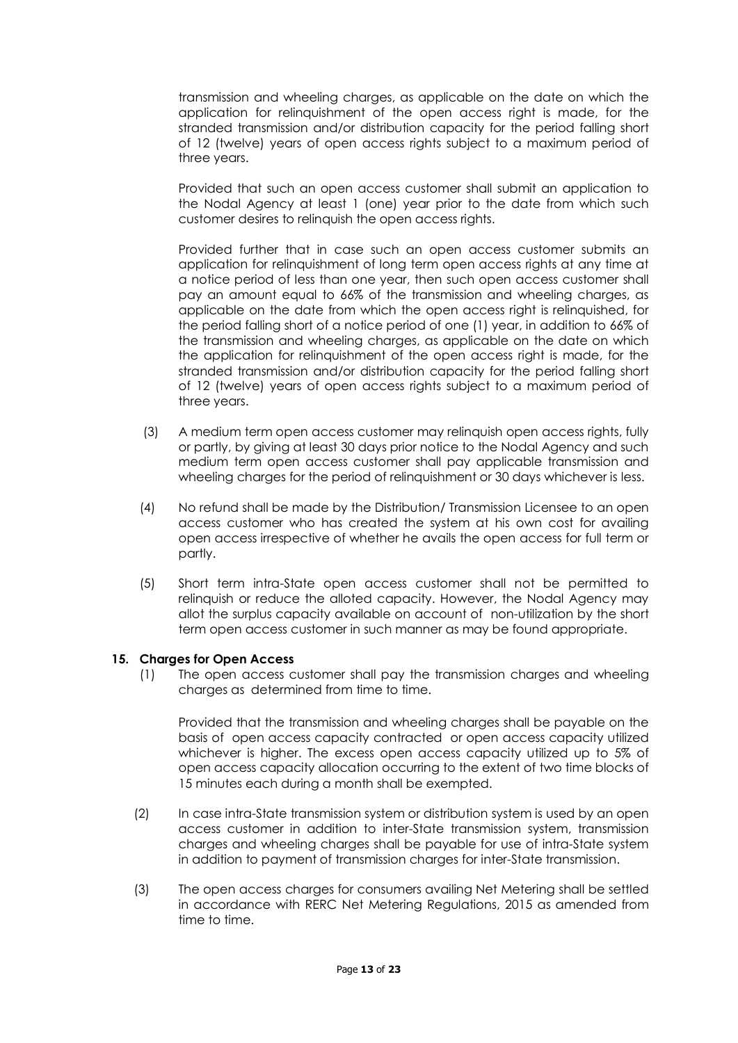transmission and wheeling charges, as applicable on the date on which the application for relinquishment of the open access right is made, for the stranded transmission and/or distribution capacity for the period falling short of 12 (twelve) years of open access rights subject to a maximum period of three years.

Provided that such an open access customer shall submit an application to the Nodal Agency at least 1 (one) year prior to the date from which such customer desires to relinquish the open access rights.

Provided further that in case such an open access customer submits an application for relinquishment of long term open access rights at any time at a notice period of less than one year, then such open access customer shall pay an amount equal to 66% of the transmission and wheeling charges, as applicable on the date from which the open access right is relinquished, for the period falling short of a notice period of one (1) year, in addition to 66% of the transmission and wheeling charges, as applicable on the date on which the application for relinquishment of the open access right is made, for the stranded transmission and/or distribution capacity for the period falling short of 12 (twelve) years of open access rights subject to a maximum period of three years.

(3) A medium term open access customer may relinquish open access rights, fully or partly, by giving at least 30 days prior notice to the Nodal Agency and such medium term open access customer shall pay applicable transmission and wheeling charges for the period of relinquishment or 30 days whichever is less.

(4) No refund shall be made by the Distribution/ Transmission Licensee to an open access customer who has created the system at his own cost for availing open access irrespective of whether he avails the open access for full term or partly.

(5) Short term intra-State open access customer shall not be permitted to relinquish or reduce the alloted capacity. However, the Nodal Agency may allot the surplus capacity available on account of non-utilization by the short term open access customer in such manner as may be found appropriate.

**15. Charges for Open Access**

(1) The open access customer shall pay the transmission charges and wheeling charges as determined from time to time.

Provided that the transmission and wheeling charges shall be payable on the basis of open access capacity contracted or open access capacity utilized whichever is higher. The excess open access capacity utilized up to 5% of open access capacity allocation occurring to the extent of two time blocks of 15 minutes each during a month shall be exempted.

(2) In case intra-State transmission system or distribution system is used by an open access customer in addition to inter-State transmission system, transmission charges and wheeling charges shall be payable for use of intra-State system in addition to payment of transmission charges for inter-State transmission.

(3) The open access charges for consumers availing Net Metering shall be settled in accordance with RERC Net Metering Regulations, 2015 as amended from time to time.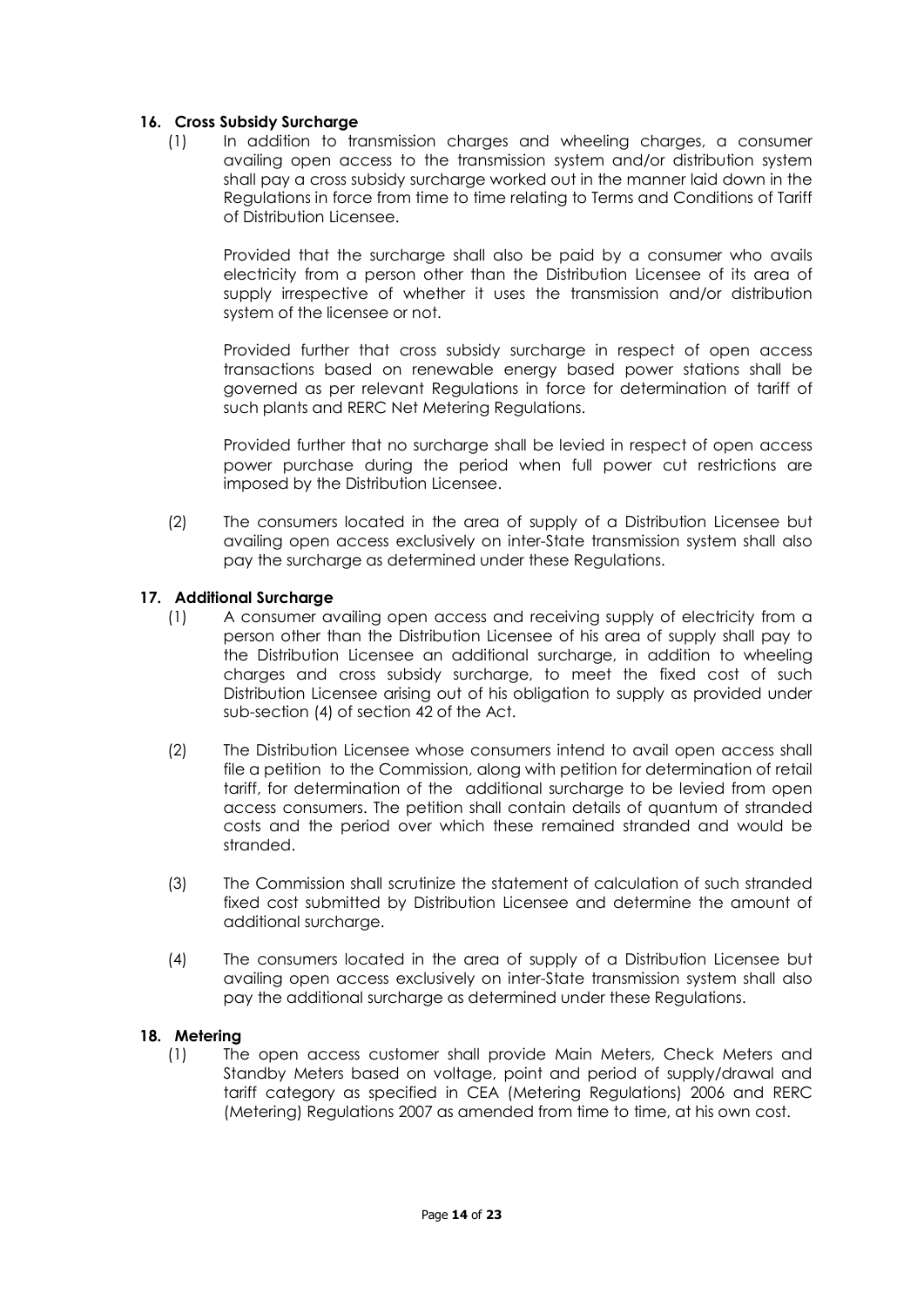### 16. Cross Subsidy Surcharge

(1) In addition to transmission charges and wheeling charges, a consumer availing open access to the transmission system and/or distribution system shall pay a cross subsidy surcharge worked out in the manner laid down in the Regulations in force from time to time relating to Terms and Conditions of Tariff of Distribution Licensee.

Provided that the surcharge shall also be paid by a consumer who avails electricity from a person other than the Distribution Licensee of its area of supply irrespective of whether it uses the transmission and/or distribution system of the licensee or not.

Provided further that cross subsidy surcharge in respect of open access transactions based on renewable energy based power stations shall be governed as per relevant Regulations in force for determination of tariff of such plants and RERC Net Metering Regulations.

Provided further that no surcharge shall be levied in respect of open access power purchase during the period when full power cut restrictions are imposed by the Distribution Licensee.

(2) The consumers located in the area of supply of a Distribution Licensee but availing open access exclusively on inter-State transmission system shall also pay the surcharge as determined under these Regulations.

### 17. Additional Surcharge

(1) A consumer availing open access and receiving supply of electricity from a person other than the Distribution Licensee of his area of supply shall pay to the Distribution Licensee an additional surcharge, in addition to wheeling charges and cross subsidy surcharge, to meet the fixed cost of such Distribution Licensee arising out of his obligation to supply as provided under sub-section (4) of section 42 of the Act.

(2) The Distribution Licensee whose consumers intend to avail open access shall file a petition to the Commission, along with petition for determination of retail tariff, for determination of the additional surcharge to be levied from open access consumers. The petition shall contain details of quantum of stranded costs and the period over which these remained stranded and would be stranded.

(3) The Commission shall scrutinize the statement of calculation of such stranded fixed cost submitted by Distribution Licensee and determine the amount of additional surcharge.

(4) The consumers located in the area of supply of a Distribution Licensee but availing open access exclusively on inter-State transmission system shall also pay the additional surcharge as determined under these Regulations.

### 18. Metering

(1) The open access customer shall provide Main Meters, Check Meters and Standby Meters based on voltage, point and period of supply/drawal and tariff category as specified in CEA (Metering Regulations) 2006 and RERC (Metering) Regulations 2007 as amended from time to time, at his own cost.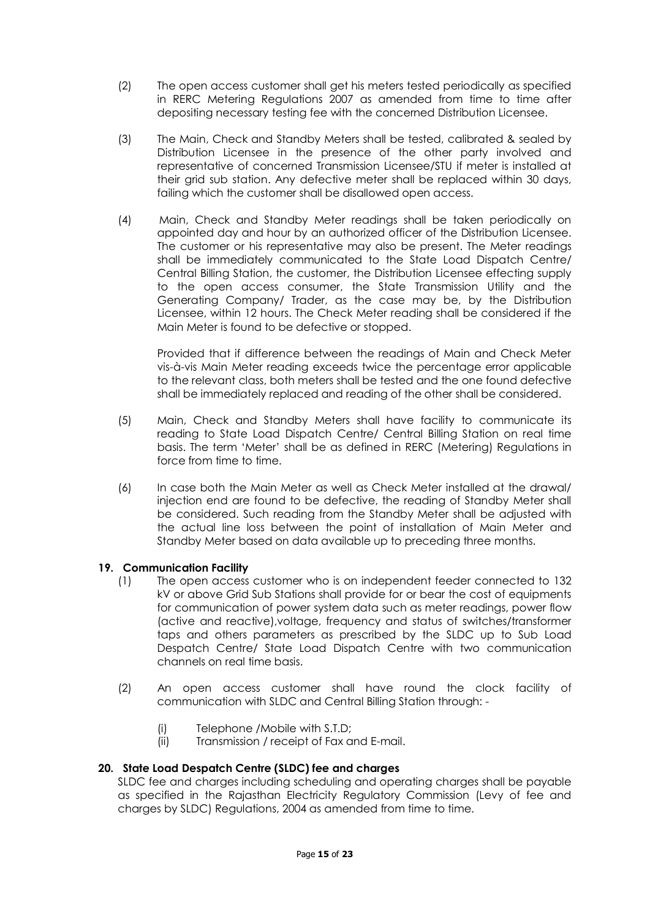(2) The open access customer shall get his meters tested periodically as specified in RERC Metering Regulations 2007 as amended from time to time after depositing necessary testing fee with the concerned Distribution Licensee.

(3) The Main, Check and Standby Meters shall be tested, calibrated & sealed by Distribution Licensee in the presence of the other party involved and representative of concerned Transmission Licensee/STU if meter is installed at their grid sub station. Any defective meter shall be replaced within 30 days, failing which the customer shall be disallowed open access.

(4) Main, Check and Standby Meter readings shall be taken periodically on appointed day and hour by an authorized officer of the Distribution Licensee. The customer or his representative may also be present. The Meter readings shall be immediately communicated to the State Load Dispatch Centre/ Central Billing Station, the customer, the Distribution Licensee effecting supply to the open access consumer, the State Transmission Utility and the Generating Company/ Trader, as the case may be, by the Distribution Licensee, within 12 hours. The Check Meter reading shall be considered if the Main Meter is found to be defective or stopped.

Provided that if difference between the readings of Main and Check Meter vis-à-vis Main Meter reading exceeds twice the percentage error applicable to the relevant class, both meters shall be tested and the one found defective shall be immediately replaced and reading of the other shall be considered.

(5) Main, Check and Standby Meters shall have facility to communicate its reading to State Load Dispatch Centre/ Central Billing Station on real time basis. The term 'Meter' shall be as defined in RERC (Metering) Regulations in force from time to time.

(6) In case both the Main Meter as well as Check Meter installed at the drawal/ injection end are found to be defective, the reading of Standby Meter shall be considered. Such reading from the Standby Meter shall be adjusted with the actual line loss between the point of installation of Main Meter and Standby Meter based on data available up to preceding three months.

**19. Communication Facility**

(1) The open access customer who is on independent feeder connected to 132 kV or above Grid Sub Stations shall provide for or bear the cost of equipments for communication of power system data such as meter readings, power flow (active and reactive),voltage, frequency and status of switches/transformer taps and others parameters as prescribed by the SLDC up to Sub Load Despatch Centre/ State Load Dispatch Centre with two communication channels on real time basis.

(2) An open access customer shall have round the clock facility of communication with SLDC and Central Billing Station through: -

(i) Telephone /Mobile with S.T.D;
(ii) Transmission / receipt of Fax and E-mail.

**20. State Load Despatch Centre (SLDC) fee and charges**

SLDC fee and charges including scheduling and operating charges shall be payable as specified in the Rajasthan Electricity Regulatory Commission (Levy of fee and charges by SLDC) Regulations, 2004 as amended from time to time.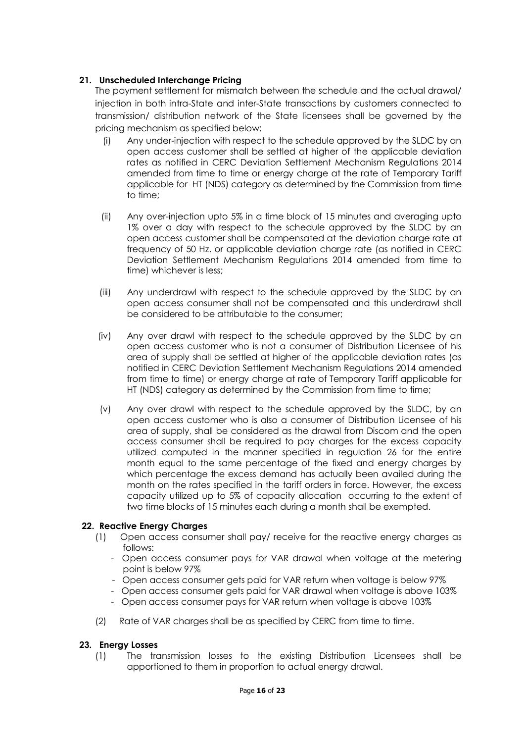## 21. Unscheduled Interchange Pricing

The payment settlement for mismatch between the schedule and the actual drawal/ injection in both intra-State and inter-State transactions by customers connected to transmission/ distribution network of the State licensees shall be governed by the pricing mechanism as specified below:

(i) Any under-injection with respect to the schedule approved by the SLDC by an open access customer shall be settled at higher of the applicable deviation rates as notified in CERC Deviation Settlement Mechanism Regulations 2014 amended from time to time or energy charge at the rate of Temporary Tariff applicable for HT (NDS) category as determined by the Commission from time to time;

(ii) Any over-injection upto 5% in a time block of 15 minutes and averaging upto 1% over a day with respect to the schedule approved by the SLDC by an open access customer shall be compensated at the deviation charge rate at frequency of 50 Hz. or applicable deviation charge rate (as notified in CERC Deviation Settlement Mechanism Regulations 2014 amended from time to time) whichever is less;

(iii) Any underdrawl with respect to the schedule approved by the SLDC by an open access consumer shall not be compensated and this underdrawl shall be considered to be attributable to the consumer;

(iv) Any over drawl with respect to the schedule approved by the SLDC by an open access customer who is not a consumer of Distribution Licensee of his area of supply shall be settled at higher of the applicable deviation rates (as notified in CERC Deviation Settlement Mechanism Regulations 2014 amended from time to time) or energy charge at rate of Temporary Tariff applicable for HT (NDS) category as determined by the Commission from time to time;

(v) Any over drawl with respect to the schedule approved by the SLDC, by an open access customer who is also a consumer of Distribution Licensee of his area of supply, shall be considered as the drawal from Discom and the open access consumer shall be required to pay charges for the excess capacity utilized computed in the manner specified in regulation 26 for the entire month equal to the same percentage of the fixed and energy charges by which percentage the excess demand has actually been availed during the month on the rates specified in the tariff orders in force. However, the excess capacity utilized up to 5% of capacity allocation occurring to the extent of two time blocks of 15 minutes each during a month shall be exempted.

## 22. Reactive Energy Charges

(1) Open access consumer shall pay/ receive for the reactive energy charges as follows:

- Open access consumer pays for VAR drawal when voltage at the metering point is below 97%
- Open access consumer gets paid for VAR return when voltage is below 97%
- Open access consumer gets paid for VAR drawal when voltage is above 103%
- Open access consumer pays for VAR return when voltage is above 103%

(2) Rate of VAR charges shall be as specified by CERC from time to time.

## 23. Energy Losses

(1) The transmission losses to the existing Distribution Licensees shall be apportioned to them in proportion to actual energy drawal.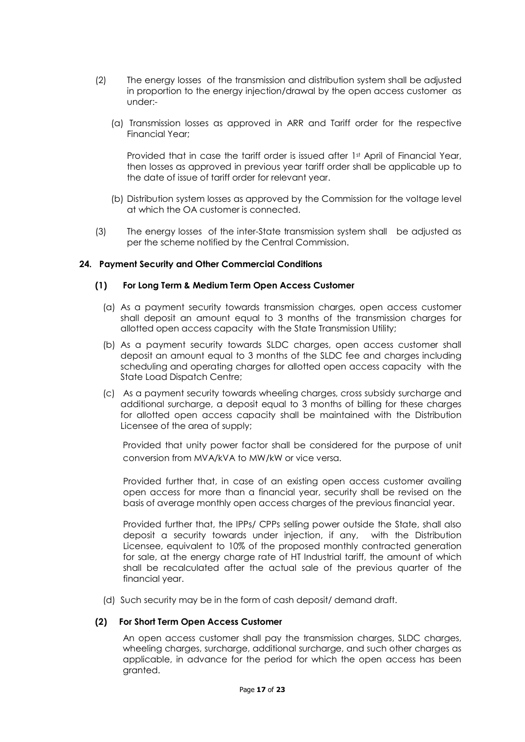(2) The energy losses of the transmission and distribution system shall be adjusted in proportion to the energy injection/drawal by the open access customer as under:-

(a) Transmission losses as approved in ARR and Tariff order for the respective Financial Year;

Provided that in case the tariff order is issued after 1st April of Financial Year, then losses as approved in previous year tariff order shall be applicable up to the date of issue of tariff order for relevant year.

(b) Distribution system losses as approved by the Commission for the voltage level at which the OA customer is connected.

(3) The energy losses of the inter-State transmission system shall be adjusted as per the scheme notified by the Central Commission.

### 24. Payment Security and Other Commercial Conditions

#### (1) For Long Term & Medium Term Open Access Customer

(a) As a payment security towards transmission charges, open access customer shall deposit an amount equal to 3 months of the transmission charges for allotted open access capacity with the State Transmission Utility;

(b) As a payment security towards SLDC charges, open access customer shall deposit an amount equal to 3 months of the SLDC fee and charges including scheduling and operating charges for allotted open access capacity with the State Load Dispatch Centre;

(c) As a payment security towards wheeling charges, cross subsidy surcharge and additional surcharge, a deposit equal to 3 months of billing for these charges for allotted open access capacity shall be maintained with the Distribution Licensee of the area of supply;

Provided that unity power factor shall be considered for the purpose of unit conversion from MVA/kVA to MW/kW or vice versa.

Provided further that, in case of an existing open access customer availing open access for more than a financial year, security shall be revised on the basis of average monthly open access charges of the previous financial year.

Provided further that, the IPPs/ CPPs selling power outside the State, shall also deposit a security towards under injection, if any, with the Distribution Licensee, equivalent to 10% of the proposed monthly contracted generation for sale, at the energy charge rate of HT Industrial tariff, the amount of which shall be recalculated after the actual sale of the previous quarter of the financial year.

(d) Such security may be in the form of cash deposit/ demand draft.

#### (2) For Short Term Open Access Customer

An open access customer shall pay the transmission charges, SLDC charges, wheeling charges, surcharge, additional surcharge, and such other charges as applicable, in advance for the period for which the open access has been granted.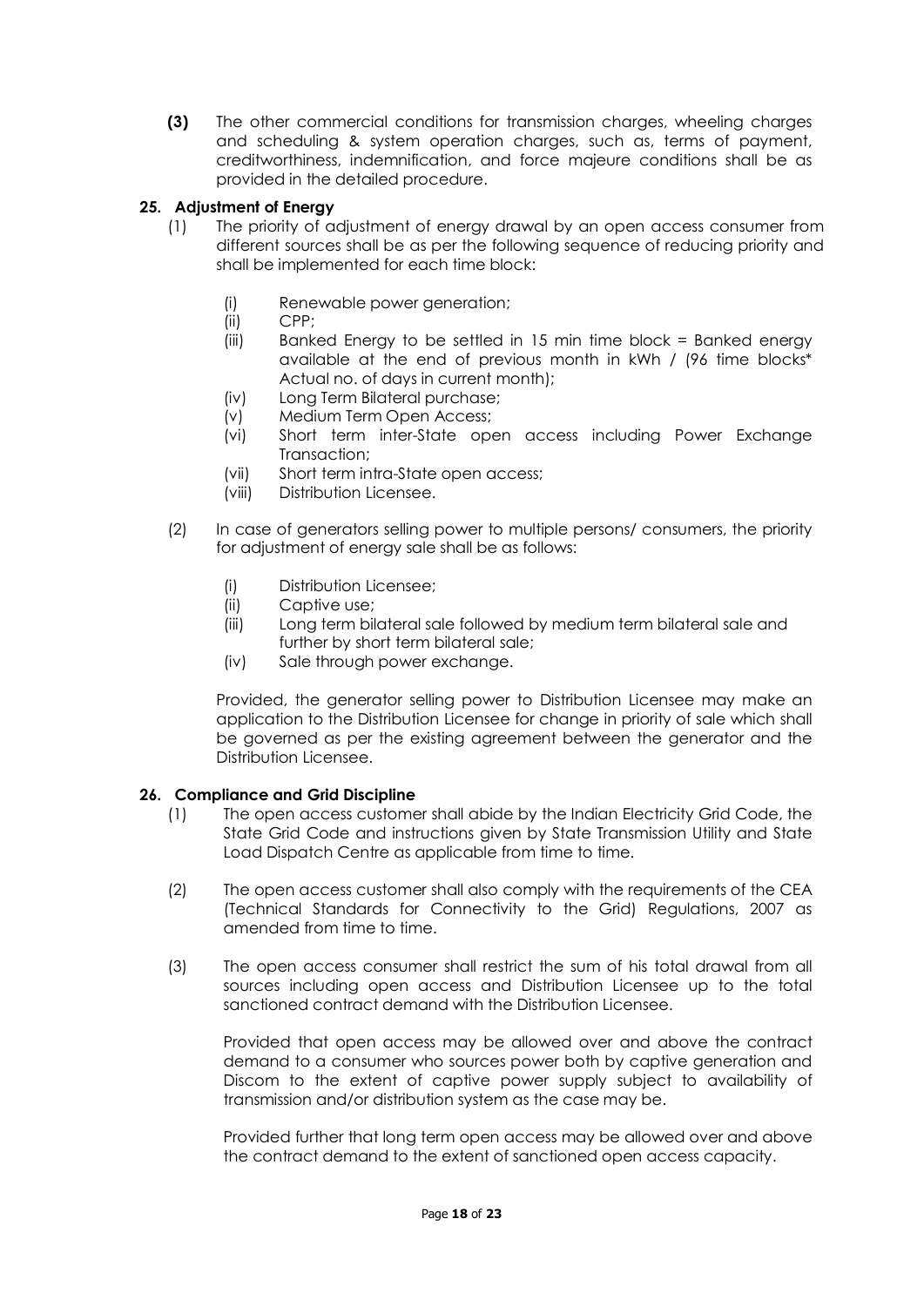**(3)** The other commercial conditions for transmission charges, wheeling charges and scheduling & system operation charges, such as, terms of payment, creditworthiness, indemnification, and force majeure conditions shall be as provided in the detailed procedure.

## 25. Adjustment of Energy

(1) The priority of adjustment of energy drawal by an open access consumer from different sources shall be as per the following sequence of reducing priority and shall be implemented for each time block:

- (i) Renewable power generation;
- (ii) CPP;
- (iii) Banked Energy to be settled in 15 min time block = Banked energy available at the end of previous month in kWh / (96 time blocks* Actual no. of days in current month);
- (iv) Long Term Bilateral purchase;
- (v) Medium Term Open Access;
- (vi) Short term inter-State open access including Power Exchange Transaction;
- (vii) Short term intra-State open access;
- (viii) Distribution Licensee.

(2) In case of generators selling power to multiple persons/ consumers, the priority for adjustment of energy sale shall be as follows:

- (i) Distribution Licensee;
- (ii) Captive use;
- (iii) Long term bilateral sale followed by medium term bilateral sale and further by short term bilateral sale;
- (iv) Sale through power exchange.

Provided, the generator selling power to Distribution Licensee may make an application to the Distribution Licensee for change in priority of sale which shall be governed as per the existing agreement between the generator and the Distribution Licensee.

## 26. Compliance and Grid Discipline

(1) The open access customer shall abide by the Indian Electricity Grid Code, the State Grid Code and instructions given by State Transmission Utility and State Load Dispatch Centre as applicable from time to time.

(2) The open access customer shall also comply with the requirements of the CEA (Technical Standards for Connectivity to the Grid) Regulations, 2007 as amended from time to time.

(3) The open access consumer shall restrict the sum of his total drawal from all sources including open access and Distribution Licensee up to the total sanctioned contract demand with the Distribution Licensee.

Provided that open access may be allowed over and above the contract demand to a consumer who sources power both by captive generation and Discom to the extent of captive power supply subject to availability of transmission and/or distribution system as the case may be.

Provided further that long term open access may be allowed over and above the contract demand to the extent of sanctioned open access capacity.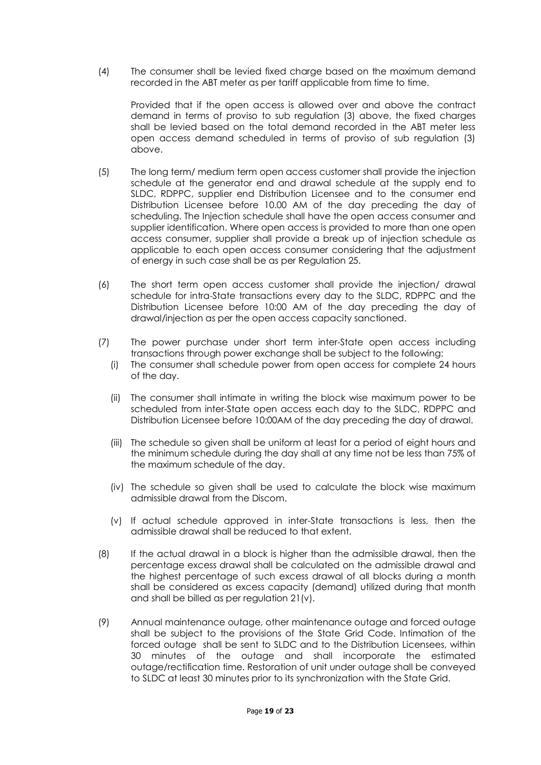(4) The consumer shall be levied fixed charge based on the maximum demand recorded in the ABT meter as per tariff applicable from time to time.

Provided that if the open access is allowed over and above the contract demand in terms of proviso to sub regulation (3) above, the fixed charges shall be levied based on the total demand recorded in the ABT meter less open access demand scheduled in terms of proviso of sub regulation (3) above.

(5) The long term/ medium term open access customer shall provide the injection schedule at the generator end and drawal schedule at the supply end to SLDC, RDPPC, supplier end Distribution Licensee and to the consumer end Distribution Licensee before 10.00 AM of the day preceding the day of scheduling. The Injection schedule shall have the open access consumer and supplier identification. Where open access is provided to more than one open access consumer, supplier shall provide a break up of injection schedule as applicable to each open access consumer considering that the adjustment of energy in such case shall be as per Regulation 25.

(6) The short term open access customer shall provide the injection/ drawal schedule for intra-State transactions every day to the SLDC, RDPPC and the Distribution Licensee before 10:00 AM of the day preceding the day of drawal/injection as per the open access capacity sanctioned.

(7) The power purchase under short term inter-State open access including transactions through power exchange shall be subject to the following:

(i) The consumer shall schedule power from open access for complete 24 hours of the day.

(ii) The consumer shall intimate in writing the block wise maximum power to be scheduled from inter-State open access each day to the SLDC, RDPPC and Distribution Licensee before 10:00AM of the day preceding the day of drawal.

(iii) The schedule so given shall be uniform at least for a period of eight hours and the minimum schedule during the day shall at any time not be less than 75% of the maximum schedule of the day.

(iv) The schedule so given shall be used to calculate the block wise maximum admissible drawal from the Discom.

(v) If actual schedule approved in inter-State transactions is less, then the admissible drawal shall be reduced to that extent.

(8) If the actual drawal in a block is higher than the admissible drawal, then the percentage excess drawal shall be calculated on the admissible drawal and the highest percentage of such excess drawal of all blocks during a month shall be considered as excess capacity (demand) utilized during that month and shall be billed as per regulation 21(v).

(9) Annual maintenance outage, other maintenance outage and forced outage shall be subject to the provisions of the State Grid Code. Intimation of the forced outage shall be sent to SLDC and to the Distribution Licensees, within 30 minutes of the outage and shall incorporate the estimated outage/rectification time. Restoration of unit under outage shall be conveyed to SLDC at least 30 minutes prior to its synchronization with the State Grid.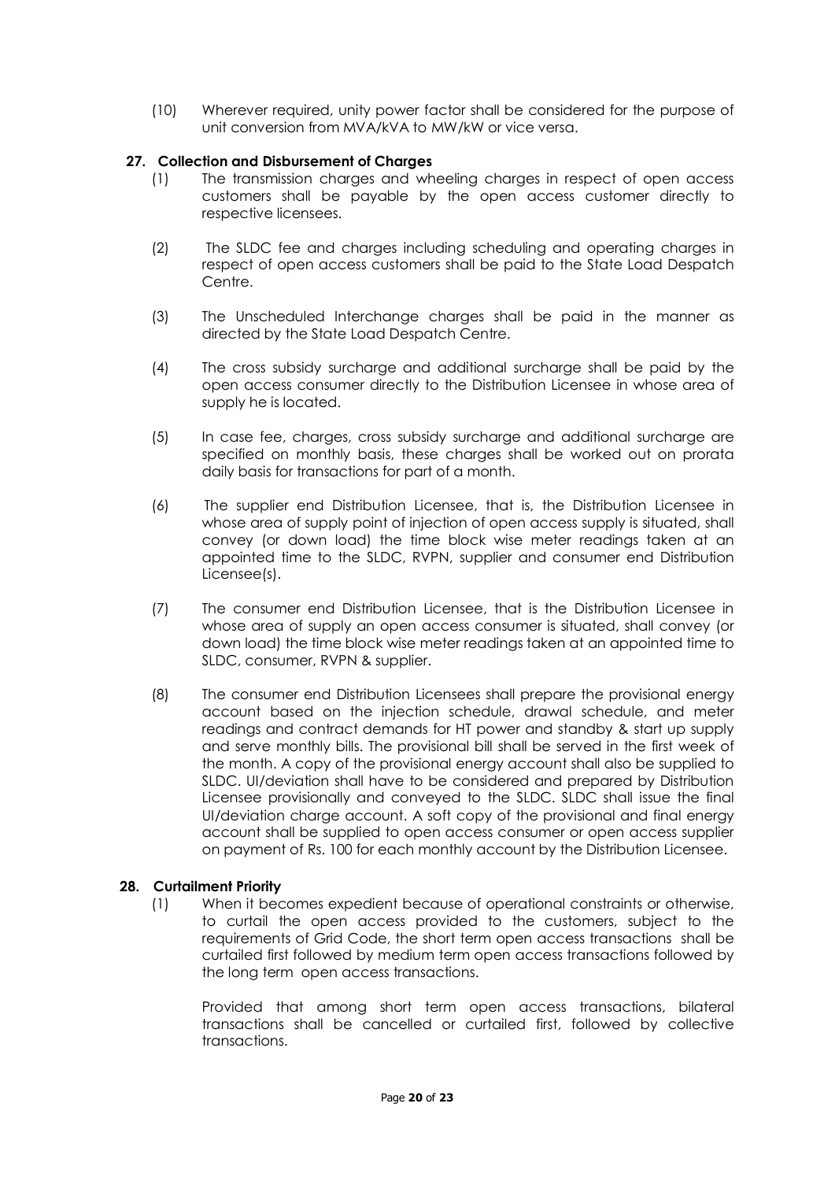(10) Wherever required, unity power factor shall be considered for the purpose of unit conversion from MVA/kVA to MW/kW or vice versa.

## 27. Collection and Disbursement of Charges

(1) The transmission charges and wheeling charges in respect of open access customers shall be payable by the open access customer directly to respective licensees.

(2) The SLDC fee and charges including scheduling and operating charges in respect of open access customers shall be paid to the State Load Despatch Centre.

(3) The Unscheduled Interchange charges shall be paid in the manner as directed by the State Load Despatch Centre.

(4) The cross subsidy surcharge and additional surcharge shall be paid by the open access consumer directly to the Distribution Licensee in whose area of supply he is located.

(5) In case fee, charges, cross subsidy surcharge and additional surcharge are specified on monthly basis, these charges shall be worked out on prorata daily basis for transactions for part of a month.

(6) The supplier end Distribution Licensee, that is, the Distribution Licensee in whose area of supply point of injection of open access supply is situated, shall convey (or down load) the time block wise meter readings taken at an appointed time to the SLDC, RVPN, supplier and consumer end Distribution Licensee(s).

(7) The consumer end Distribution Licensee, that is the Distribution Licensee in whose area of supply an open access consumer is situated, shall convey (or down load) the time block wise meter readings taken at an appointed time to SLDC, consumer, RVPN & supplier.

(8) The consumer end Distribution Licensees shall prepare the provisional energy account based on the injection schedule, drawal schedule, and meter readings and contract demands for HT power and standby & start up supply and serve monthly bills. The provisional bill shall be served in the first week of the month. A copy of the provisional energy account shall also be supplied to SLDC. UI/deviation shall have to be considered and prepared by Distribution Licensee provisionally and conveyed to the SLDC. SLDC shall issue the final UI/deviation charge account. A soft copy of the provisional and final energy account shall be supplied to open access consumer or open access supplier on payment of Rs. 100 for each monthly account by the Distribution Licensee.

## 28. Curtailment Priority

(1) When it becomes expedient because of operational constraints or otherwise, to curtail the open access provided to the customers, subject to the requirements of Grid Code, the short term open access transactions shall be curtailed first followed by medium term open access transactions followed by the long term open access transactions.

Provided that among short term open access transactions, bilateral transactions shall be cancelled or curtailed first, followed by collective transactions.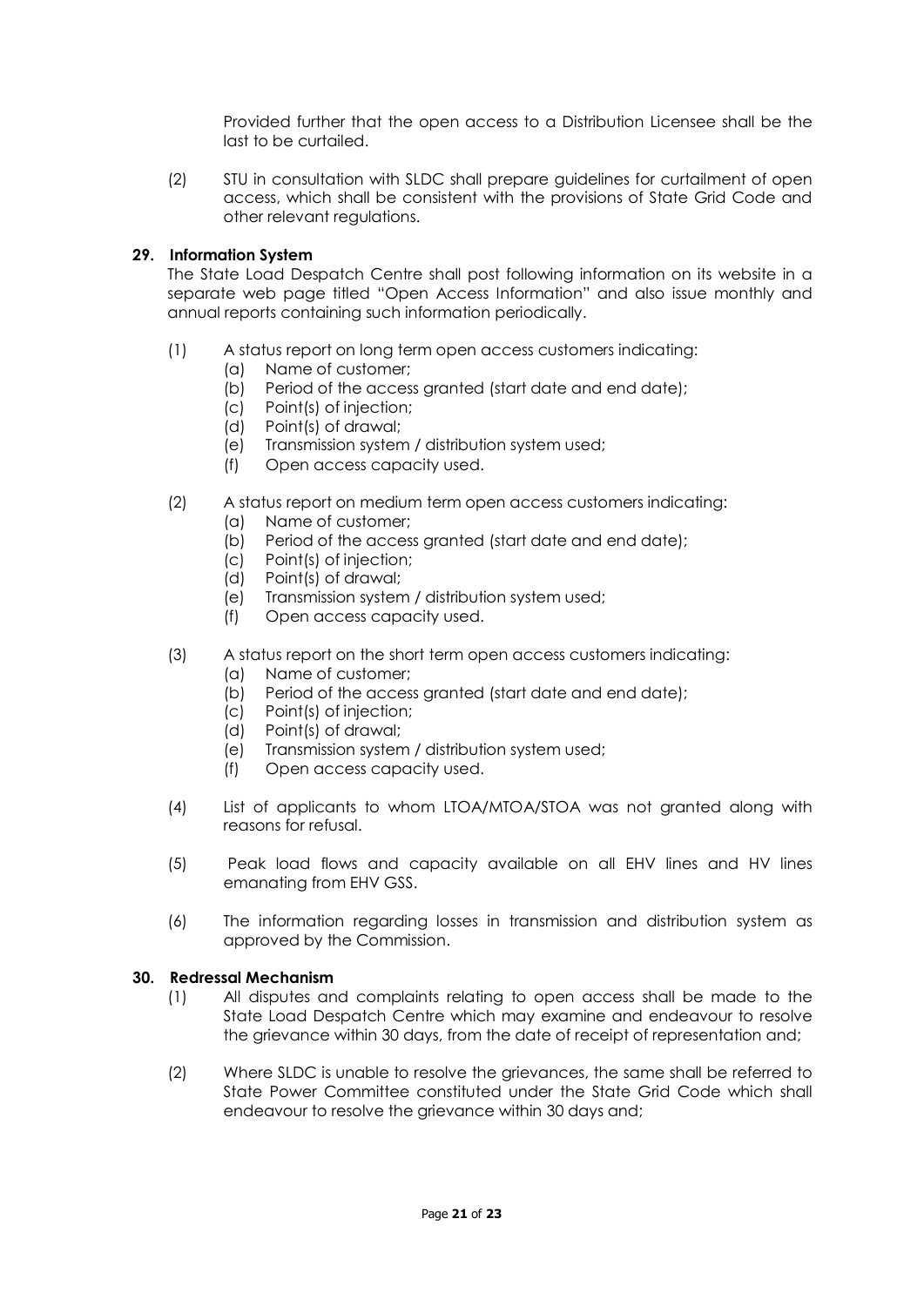Provided further that the open access to a Distribution Licensee shall be the last to be curtailed.

(2) STU in consultation with SLDC shall prepare guidelines for curtailment of open access, which shall be consistent with the provisions of State Grid Code and other relevant regulations.

**29. Information System**

The State Load Despatch Centre shall post following information on its website in a separate web page titled "Open Access Information" and also issue monthly and annual reports containing such information periodically.

(1) A status report on long term open access customers indicating:
  - (a) Name of customer;
  - (b) Period of the access granted (start date and end date);
  - (c) Point(s) of injection;
  - (d) Point(s) of drawal;
  - (e) Transmission system / distribution system used;
  - (f) Open access capacity used.

(2) A status report on medium term open access customers indicating:
  - (a) Name of customer;
  - (b) Period of the access granted (start date and end date);
  - (c) Point(s) of injection;
  - (d) Point(s) of drawal;
  - (e) Transmission system / distribution system used;
  - (f) Open access capacity used.

(3) A status report on the short term open access customers indicating:
  - (a) Name of customer;
  - (b) Period of the access granted (start date and end date);
  - (c) Point(s) of injection;
  - (d) Point(s) of drawal;
  - (e) Transmission system / distribution system used;
  - (f) Open access capacity used.

(4) List of applicants to whom LTOA/MTOA/STOA was not granted along with reasons for refusal.

(5) Peak load flows and capacity available on all EHV lines and HV lines emanating from EHV GSS.

(6) The information regarding losses in transmission and distribution system as approved by the Commission.

**30. Redressal Mechanism**

(1) All disputes and complaints relating to open access shall be made to the State Load Despatch Centre which may examine and endeavour to resolve the grievance within 30 days, from the date of receipt of representation and;

(2) Where SLDC is unable to resolve the grievances, the same shall be referred to State Power Committee constituted under the State Grid Code which shall endeavour to resolve the grievance within 30 days and;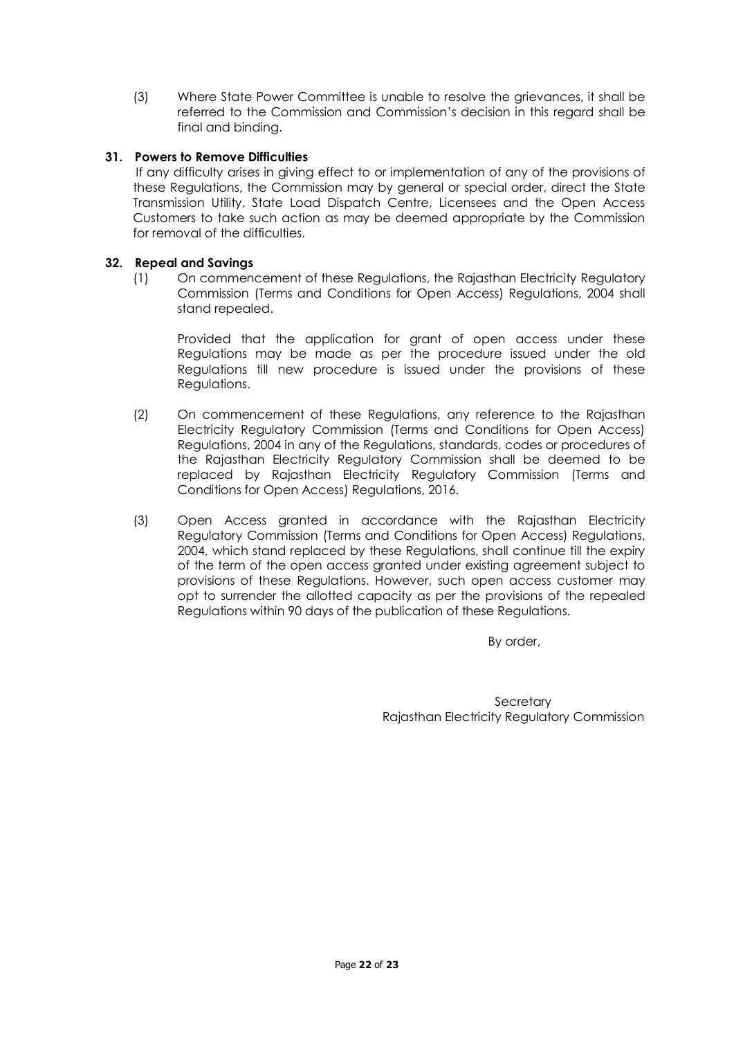(3) Where State Power Committee is unable to resolve the grievances, it shall be referred to the Commission and Commission's decision in this regard shall be final and binding.

**31. Powers to Remove Difficulties**

If any difficulty arises in giving effect to or implementation of any of the provisions of these Regulations, the Commission may by general or special order, direct the State Transmission Utility, State Load Dispatch Centre, Licensees and the Open Access Customers to take such action as may be deemed appropriate by the Commission for removal of the difficulties.

**32. Repeal and Savings**

(1) On commencement of these Regulations, the Rajasthan Electricity Regulatory Commission (Terms and Conditions for Open Access) Regulations, 2004 shall stand repealed.

Provided that the application for grant of open access under these Regulations may be made as per the procedure issued under the old Regulations till new procedure is issued under the provisions of these Regulations.

(2) On commencement of these Regulations, any reference to the Rajasthan Electricity Regulatory Commission (Terms and Conditions for Open Access) Regulations, 2004 in any of the Regulations, standards, codes or procedures of the Rajasthan Electricity Regulatory Commission shall be deemed to be replaced by Rajasthan Electricity Regulatory Commission (Terms and Conditions for Open Access) Regulations, 2016.

(3) Open Access granted in accordance with the Rajasthan Electricity Regulatory Commission (Terms and Conditions for Open Access) Regulations, 2004, which stand replaced by these Regulations, shall continue till the expiry of the term of the open access granted under existing agreement subject to provisions of these Regulations. However, such open access customer may opt to surrender the allotted capacity as per the provisions of the repealed Regulations within 90 days of the publication of these Regulations.

By order,

Secretary
Rajasthan Electricity Regulatory Commission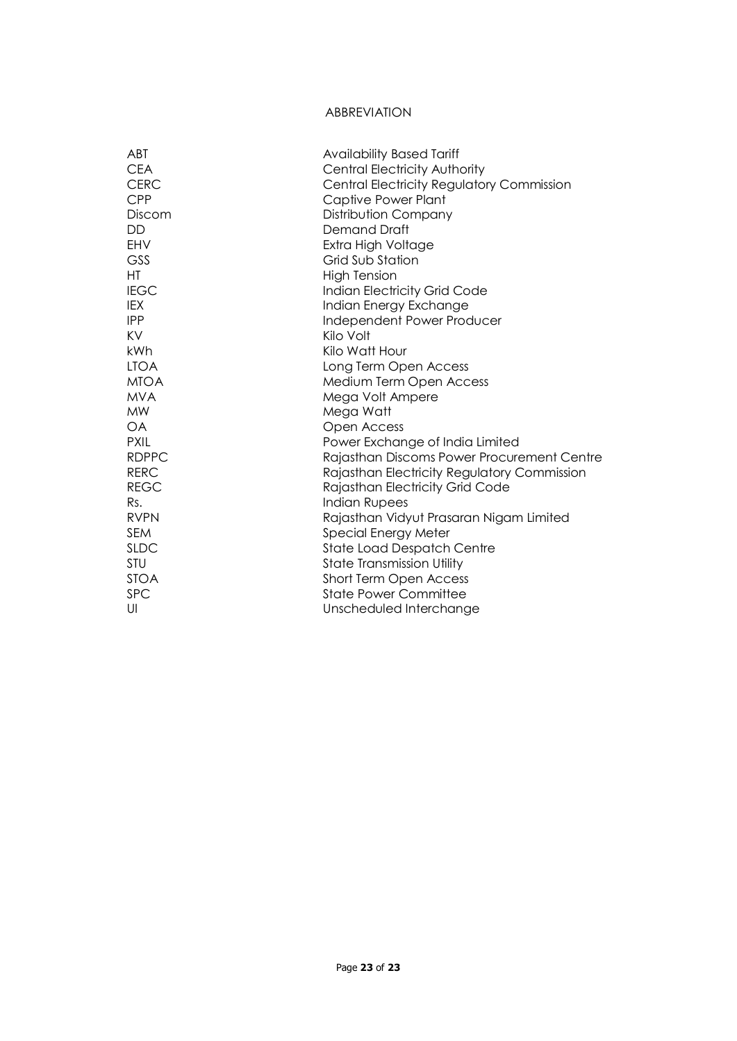# ABBREVIATION

| | |
|---|---|
| ABT | Availability Based Tariff |
| CEA | Central Electricity Authority |
| CERC | Central Electricity Regulatory Commission |
| CPP | Captive Power Plant |
| Discom | Distribution Company |
| DD | Demand Draft |
| EHV | Extra High Voltage |
| GSS | Grid Sub Station |
| HT | High Tension |
| IEGC | Indian Electricity Grid Code |
| IEX | Indian Energy Exchange |
| IPP | Independent Power Producer |
| KV | Kilo Volt |
| kWh | Kilo Watt Hour |
| LTOA | Long Term Open Access |
| MTOA | Medium Term Open Access |
| MVA | Mega Volt Ampere |
| MW | Mega Watt |
| OA | Open Access |
| PXIL | Power Exchange of India Limited |
| RDPPC | Rajasthan Discoms Power Procurement Centre |
| RERC | Rajasthan Electricity Regulatory Commission |
| REGC | Rajasthan Electricity Grid Code |
| Rs. | Indian Rupees |
| RVPN | Rajasthan Vidyut Prasaran Nigam Limited |
| SEM | Special Energy Meter |
| SLDC | State Load Despatch Centre |
| STU | State Transmission Utility |
| STOA | Short Term Open Access |
| SPC | State Power Committee |
| UI | Unscheduled Interchange |